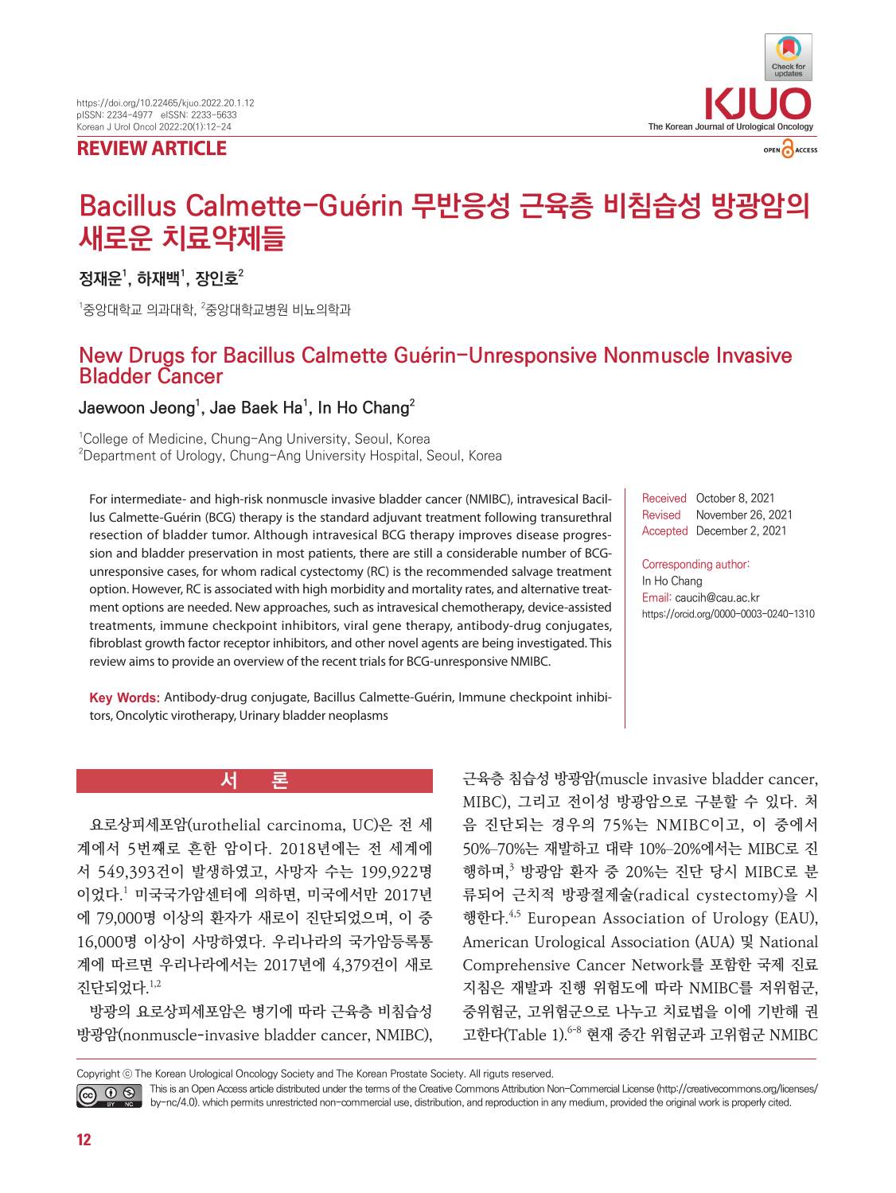REVIEW ARTICLE

# Bacillus Calmette-Guérin 무반응성 근육층 비침습성 방광암의 새로운 치료약제들

**정재운[1], 하재백[1], 장인호[2]**

[1]중앙대학교 의과대학, [2]중앙대학교병원 비뇨의학과

# New Drugs for Bacillus Calmette Guérin-Unresponsive Nonmuscle Invasive Bladder Cancer

**Jaewoon Jeong[1], Jae Baek Ha[1], In Ho Chang[2]**

[1]College of Medicine, Chung-Ang University, Seoul, Korea
[2]Department of Urology, Chung-Ang University Hospital, Seoul, Korea

For intermediate- and high-risk nonmuscle invasive bladder cancer (NMIBC), intravesical Bacillus Calmette-Guérin (BCG) therapy is the standard adjuvant treatment following transurethral resection of bladder tumor. Although intravesical BCG therapy improves disease progression and bladder preservation in most patients, there are still a considerable number of BCG-unresponsive cases, for whom radical cystectomy (RC) is the recommended salvage treatment option. However, RC is associated with high morbidity and mortality rates, and alternative treatment options are needed. New approaches, such as intravesical chemotherapy, device-assisted treatments, immune checkpoint inhibitors, viral gene therapy, antibody-drug conjugates, fibroblast growth factor receptor inhibitors, and other novel agents are being investigated. This review aims to provide an overview of the recent trials for BCG-unresponsive NMIBC.

**Key Words:** Antibody-drug conjugate, Bacillus Calmette-Guérin, Immune checkpoint inhibitors, Oncolytic virotherapy, Urinary bladder neoplasms

Received October 8, 2021
Revised November 26, 2021
Accepted December 2, 2021

Corresponding author:
In Ho Chang
Email: caucih@cau.ac.kr
https://orcid.org/0000-0003-0240-1310

## 서 론

요로상피세포암(urothelial carcinoma, UC)은 전 세계에서 5번째로 흔한 암이다. 2018년에는 전 세계에서 549,393건이 발생하였고, 사망자 수는 199,922명이었다.[1] 미국국가암센터에 의하면, 미국에서만 2017년에 79,000명 이상의 환자가 새로이 진단되었으며, 이 중 16,000명 이상이 사망하였다. 우리나라의 국가암등록통계에 따르면 우리나라에서는 2017년에 4,379건이 새로 진단되었다.[1,2]

방광의 요로상피세포암은 병기에 따라 근육층 비침습성 방광암(nonmuscle-invasive bladder cancer, NMIBC), 근육층 침습성 방광암(muscle invasive bladder cancer, MIBC), 그리고 전이성 방광암으로 구분할 수 있다. 처음 진단되는 경우의 75%는 NMIBC이고, 이 중에서 50%–70%는 재발하고 대략 10%–20%에서는 MIBC로 진행하며,[3] 방광암 환자 중 20%는 진단 당시 MIBC로 분류되어 근치적 방광절제술(radical cystectomy)을 시행한다.[4,5] European Association of Urology (EAU), American Urological Association (AUA) 및 National Comprehensive Cancer Network를 포함한 국제 진료 지침은 재발과 진행 위험도에 따라 NMIBC를 저위험군, 중위험군, 고위험군으로 나누고 치료법을 이에 기반해 권고한다(Table 1).[6-8] 현재 중간 위험군과 고위험군 NMIBC

Copyright ⓒ The Korean Urological Oncology Society and The Korean Prostate Society. All riguts reserved.

This is an Open Access article distributed under the terms of the Creative Commons Attribution Non-Commercial License (http://creativecommons.org/licenses/by-nc/4.0). which permits unrestricted non-commercial use, distribution, and reproduction in any medium, provided the original work is properly cited.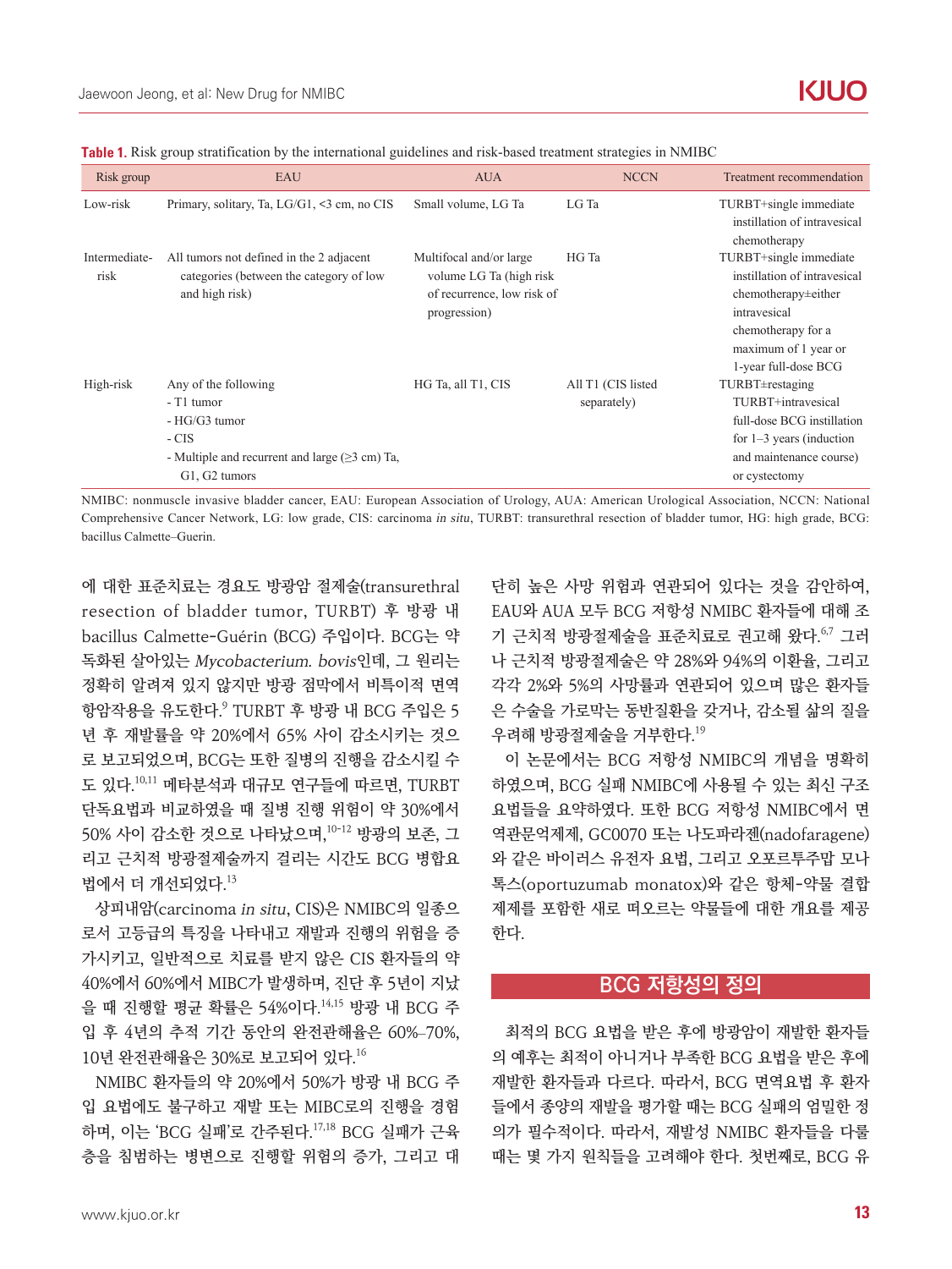**Table 1.** Risk group stratification by the international guidelines and risk-based treatment strategies in NMIBC

| Risk group | EAU | AUA | NCCN | Treatment recommendation |
|---|---|---|---|---|
| Low-risk | Primary, solitary, Ta, LG/G1, <3 cm, no CIS | Small volume, LG Ta | LG Ta | TURBT+single immediate instillation of intravesical chemotherapy |
| Intermediate-risk | All tumors not defined in the 2 adjacent categories (between the category of low and high risk) | Multifocal and/or large volume LG Ta (high risk of recurrence, low risk of progression) | HG Ta | TURBT+single immediate instillation of intravesical chemotherapy±either intravesical chemotherapy for a maximum of 1 year or 1-year full-dose BCG |
| High-risk | Any of the following<br>- T1 tumor<br>- HG/G3 tumor<br>- CIS<br>- Multiple and recurrent and large (≥3 cm) Ta, G1, G2 tumors | HG Ta, all T1, CIS | All T1 (CIS listed separately) | TURBT±restaging TURBT+intravesical full-dose BCG installation for 1–3 years (induction and maintenance course) or cystectomy |

NMIBC: nonmuscle invasive bladder cancer, EAU: European Association of Urology, AUA: American Urological Association, NCCN: National Comprehensive Cancer Network, LG: low grade, CIS: carcinoma *in situ*, TURBT: transurethral resection of bladder tumor, HG: high grade, BCG: bacillus Calmette–Guerin.

에 대한 표준치료는 경요도 방광암 절제술(transurethral resection of bladder tumor, TURBT) 후 방광 내 bacillus Calmette-Guérin (BCG) 주입이다. BCG는 약독화된 살아있는 *Mycobacterium. bovis*인데, 그 원리는 정확히 알려져 있지 않지만 방광 점막에서 비특이적 면역 항암작용을 유도한다.[9] TURBT 후 방광 내 BCG 주입은 5년 후 재발률을 약 20%에서 65% 사이 감소시키는 것으로 보고되었으며, BCG는 또한 질병의 진행을 감소시킬 수도 있다.[10,11] 메타분석과 대규모 연구들에 따르면, TURBT 단독요법과 비교하였을 때 질병 진행 위험이 약 30%에서 50% 사이 감소한 것으로 나타났으며,[10-12] 방광의 보존, 그리고 근치적 방광절제술까지 걸리는 시간도 BCG 병합요법에서 더 개선되었다.[13]

상피내암(carcinoma *in situ*, CIS)은 NMIBC의 일종으로서 고등급의 특징을 나타내고 재발과 진행의 위험을 증가시키고, 일반적으로 치료를 받지 않은 CIS 환자들의 약 40%에서 60%에서 MIBC가 발생하며, 진단 후 5년이 지났을 때 진행할 평균 확률은 54%이다.[14,15] 방광 내 BCG 주입 후 4년의 추적 기간 동안의 완전관해율은 60%–70%, 10년 완전관해율은 30%로 보고되어 있다.[16]

NMIBC 환자들의 약 20%에서 50%가 방광 내 BCG 주입 요법에도 불구하고 재발 또는 MIBC로의 진행을 경험하며, 이는 'BCG 실패'로 간주된다.[17,18] BCG 실패가 근육층을 침범하는 병변으로 진행할 위험의 증가, 그리고 대단히 높은 사망 위험과 연관되어 있다는 것을 감안하여, EAU와 AUA 모두 BCG 저항성 NMIBC 환자들에 대해 조기 근치적 방광절제술을 표준치료로 권고해 왔다.[6,7] 그러나 근치적 방광절제술은 약 28%와 94%의 이환율, 그리고 각각 2%와 5%의 사망률과 연관되어 있으며 많은 환자들은 수술을 가로막는 동반질환을 갖거나, 감소될 삶의 질을 우려해 방광절제술을 거부한다.[19]

이 논문에서는 BCG 저항성 NMIBC의 개념을 명확히 하였으며, BCG 실패 NMIBC에 사용될 수 있는 최신 구조 요법들을 요약하였다. 또한 BCG 저항성 NMIBC에서 면역관문억제제, GC0070 또는 나도파라젠(nadofaragene)와 같은 바이러스 유전자 요법, 그리고 오포르투주맙 모나톡스(oportuzumab monatox)와 같은 항체-약물 결합 제제를 포함한 새로 떠오르는 약물들에 대한 개요를 제공한다.

## BCG 저항성의 정의

최적의 BCG 요법을 받은 후에 방광암이 재발한 환자들의 예후는 최적이 아니거나 부족한 BCG 요법을 받은 후에 재발한 환자들과 다르다. 따라서, BCG 면역요법 후 환자들에서 종양의 재발을 평가할 때는 BCG 실패의 엄밀한 정의가 필수적이다. 따라서, 재발성 NMIBC 환자들을 다룰 때는 몇 가지 원칙들을 고려해야 한다. 첫번째로, BCG 유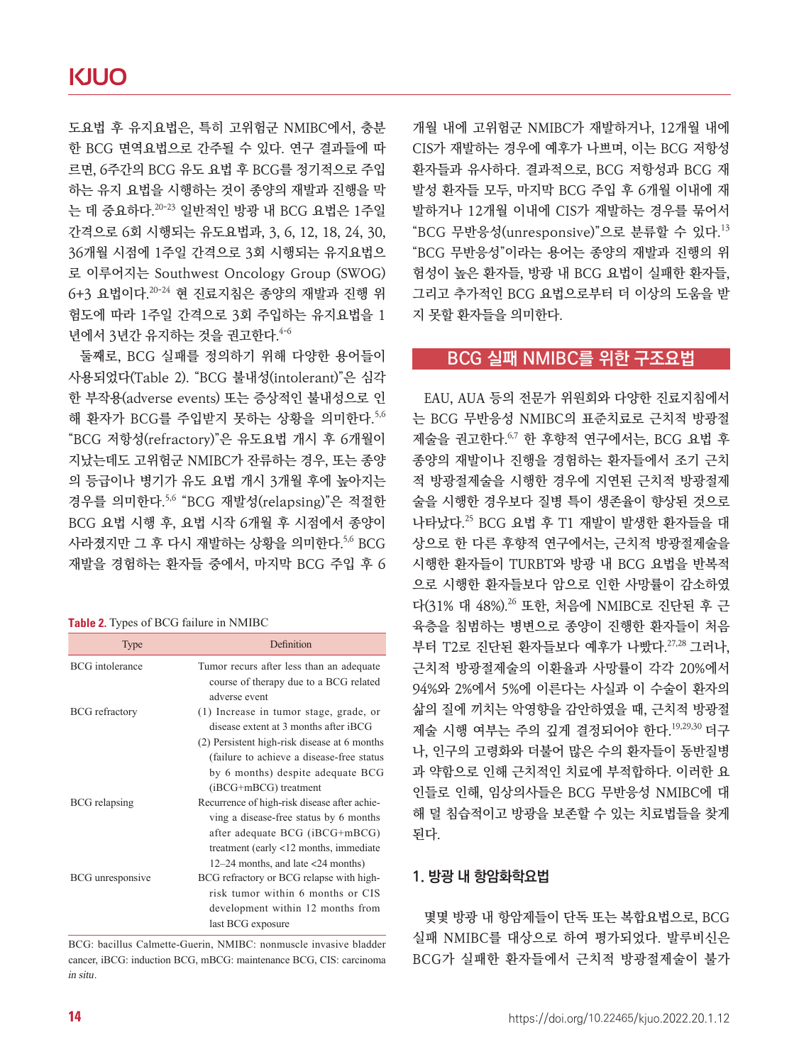도요법 후 유지요법은, 특히 고위험군 NMIBC에서, 충분한 BCG 면역요법으로 간주될 수 있다. 연구 결과들에 따르면, 6주간의 BCG 유도 요법 후 BCG를 정기적으로 주입하는 유지 요법을 시행하는 것이 종양의 재발과 진행을 막는 데 중요하다.[20-23] 일반적인 방광 내 BCG 요법은 1주일 간격으로 6회 시행되는 유도요법과, 3, 6, 12, 18, 24, 30, 36개월 시점에 1주일 간격으로 3회 시행되는 유지요법으로 이루어지는 Southwest Oncology Group (SWOG) 6+3 요법이다.[20-24] 현 진료지침은 종양의 재발과 진행 위험도에 따라 1주일 간격으로 3회 주입하는 유지요법을 1년에서 3년간 유지하는 것을 권고한다.[4-6]

둘째로, BCG 실패를 정의하기 위해 다양한 용어들이 사용되었다(Table 2). “BCG 불내성(intolerant)”은 심각한 부작용(adverse events) 또는 증상적인 불내성으로 인해 환자가 BCG를 주입받지 못하는 상황을 의미한다.[5,6] “BCG 저항성(refractory)”은 유도요법 개시 후 6개월이 지났는데도 고위험군 NMIBC가 잔류하는 경우, 또는 종양의 등급이나 병기가 유도 요법 개시 3개월 후에 높아지는 경우를 의미한다.[5,6] “BCG 재발성(relapsing)”은 적절한 BCG 요법 시행 후, 요법 시작 6개월 후 시점에서 종양이 사라졌지만 그 후 다시 재발하는 상황을 의미한다.[5,6] BCG 재발을 경험하는 환자들 중에서, 마지막 BCG 주입 후 6개월 내에 고위험군 NMIBC가 재발하거나, 12개월 내에 CIS가 재발하는 경우에 예후가 나쁘며, 이는 BCG 저항성 환자들과 유사하다. 결과적으로, BCG 저항성과 BCG 재발성 환자들 모두, 마지막 BCG 주입 후 6개월 이내에 재발하거나 12개월 이내에 CIS가 재발하는 경우를 묶어서 “BCG 무반응성(unresponsive)”으로 분류할 수 있다.[13] “BCG 무반응성”이라는 용어는 종양의 재발과 진행의 위험성이 높은 환자들, 방광 내 BCG 요법이 실패한 환자들, 그리고 추가적인 BCG 요법으로부터 더 이상의 도움을 받지 못할 환자들을 의미한다.

**Table 2.** Types of BCG failure in NMIBC

| Type | Definition |
|---|---|
| BCG intolerance | Tumor recurs after less than an adequate course of therapy due to a BCG related adverse event |
| BCG refractory | (1) Increase in tumor stage, grade, or disease extent at 3 months after iBCG<br>(2) Persistent high-risk disease at 6 months (failure to achieve a disease-free status by 6 months) despite adequate BCG (iBCG+mBCG) treatment |
| BCG relapsing | Recurrence of high-risk disease after achieving a disease-free status by 6 months after adequate BCG (iBCG+mBCG) treatment (early <12 months, immediate 12–24 months, and late <24 months) |
| BCG unresponsive | BCG refractory or BCG relapse with high-risk tumor within 6 months or CIS development within 12 months from last BCG exposure |

BCG: bacillus Calmette-Guerin, NMIBC: nonmuscle invasive bladder cancer, iBCG: induction BCG, mBCG: maintenance BCG, CIS: carcinoma *in situ*.

## BCG 실패 NMIBC를 위한 구조요법

EAU, AUA 등의 전문가 위원회와 다양한 진료지침에서는 BCG 무반응성 NMIBC의 표준치료로 근치적 방광절제술을 권고한다.[6,7] 한 후향적 연구에서는, BCG 요법 후 종양의 재발이나 진행을 경험하는 환자들에서 조기 근치적 방광절제술을 시행한 경우에 지연된 근치적 방광절제술을 시행한 경우보다 질병 특이 생존율이 향상된 것으로 나타났다.[25] BCG 요법 후 T1 재발이 발생한 환자들을 대상으로 한 다른 후향적 연구에서는, 근치적 방광절제술을 시행한 환자들이 TURBT와 방광 내 BCG 요법을 반복적으로 시행한 환자들보다 암으로 인한 사망률이 감소하였다(31% 대 48%).[26] 또한, 처음에 NMIBC로 진단된 후 근육층을 침범하는 병변으로 종양이 진행한 환자들이 처음부터 T2로 진단된 환자들보다 예후가 나빴다.[27,28] 그러나, 근치적 방광절제술의 이환율과 사망률이 각각 20%에서 94%와 2%에서 5%에 이른다는 사실과 이 수술이 환자의 삶의 질에 끼치는 악영향을 감안하였을 때, 근치적 방광절제술 시행 여부는 주의 깊게 결정되어야 한다.[19,29,30] 더구나, 인구의 고령화와 더불어 많은 수의 환자들이 동반질병과 약함으로 인해 근치적인 치료에 부적합하다. 이러한 요인들로 인해, 임상의사들은 BCG 무반응성 NMIBC에 대해 덜 침습적이고 방광을 보존할 수 있는 치료법들을 찾게 된다.

### 1. 방광 내 항암화학요법

몇몇 방광 내 항암제들이 단독 또는 복합요법으로, BCG 실패 NMIBC를 대상으로 하여 평가되었다. 발루비신은 BCG가 실패한 환자들에서 근치적 방광절제술이 불가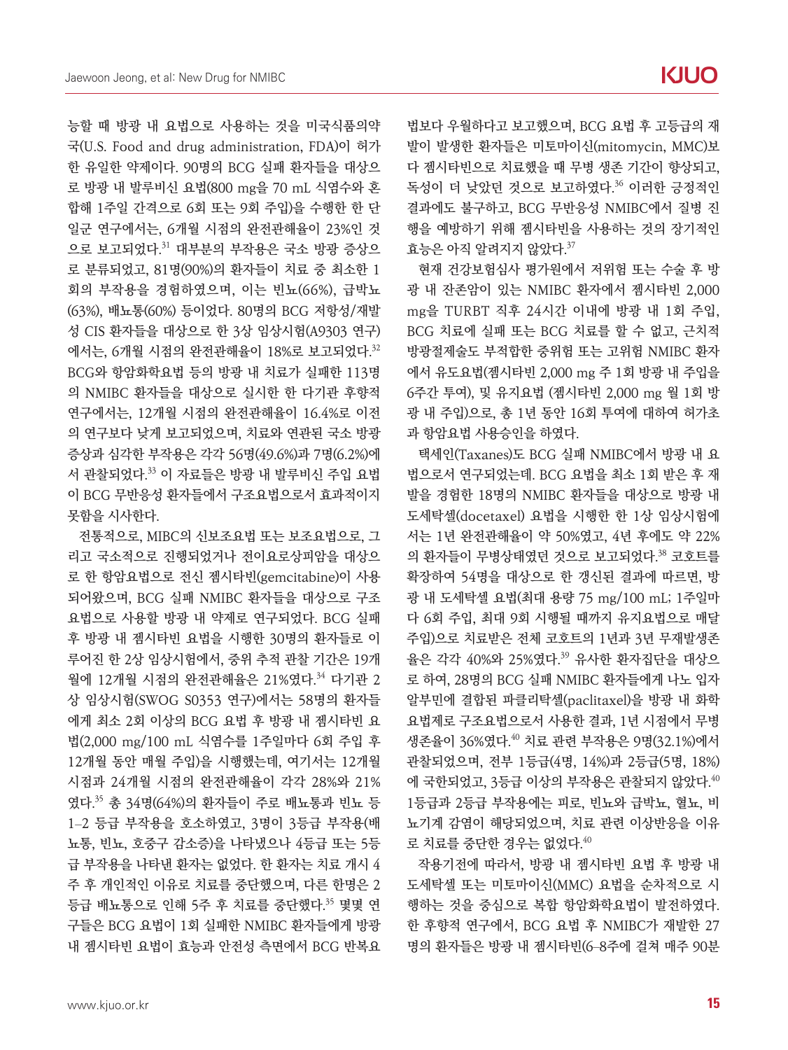능할 때 방광 내 요법으로 사용하는 것을 미국식품의약국(U.S. Food and drug administration, FDA)이 허가한 유일한 약제이다. 90명의 BCG 실패 환자들을 대상으로 방광 내 발루비신 요법(800 mg을 70 mL 식염수와 혼합해 1주일 간격으로 6회 또는 9회 주입)을 수행한 한 단일군 연구에서는, 6개월 시점의 완전관해율이 23%인 것으로 보고되었다.[31] 대부분의 부작용은 국소 방광 증상으로 분류되었고, 81명(90%)의 환자들이 치료 중 최소한 1회의 부작용을 경험하였으며, 이는 빈뇨(66%), 급박뇨(63%), 배뇨통(60%) 등이었다. 80명의 BCG 저항성/재발성 CIS 환자들을 대상으로 한 3상 임상시험(A9303 연구)에서는, 6개월 시점의 완전관해율이 18%로 보고되었다.[32] BCG와 항암화학요법 등의 방광 내 치료가 실패한 113명의 NMIBC 환자들을 대상으로 실시한 한 다기관 후향적 연구에서는, 12개월 시점의 완전관해율이 16.4%로 이전의 연구보다 낮게 보고되었으며, 치료와 연관된 국소 방광 증상과 심각한 부작용은 각각 56명(49.6%)과 7명(6.2%)에서 관찰되었다.[33] 이 자료들은 방광 내 발루비신 주입 요법이 BCG 무반응성 환자들에서 구조요법으로서 효과적이지 못함을 시사한다.

전통적으로, MIBC의 신보조요법 또는 보조요법으로, 그리고 국소적으로 진행되었거나 전이요로상피암을 대상으로 한 항암요법으로 전신 젬시타빈(gemcitabine)이 사용되어왔으며, BCG 실패 NMIBC 환자들을 대상으로 구조요법으로 사용할 방광 내 약제로 연구되었다. BCG 실패 후 방광 내 젬시타빈 요법을 시행한 30명의 환자들로 이루어진 한 2상 임상시험에서, 중위 추적 관찰 기간은 19개월에 12개월 시점의 완전관해율은 21%였다.[34] 다기관 2상 임상시험(SWOG S0353 연구)에서는 58명의 환자들에게 최소 2회 이상의 BCG 요법 후 방광 내 젬시타빈 요법(2,000 mg/100 mL 식염수를 1주일마다 6회 주입 후 12개월 동안 매월 주입)을 시행했는데, 여기서는 12개월 시점과 24개월 시점의 완전관해율이 각각 28%와 21%였다.[35] 총 34명(64%)의 환자들이 주로 배뇨통과 빈뇨 등 1–2 등급 부작용을 호소하였고, 3명이 3등급 부작용(배뇨통, 빈뇨, 호중구 감소증)을 나타냈으나 4등급 또는 5등급 부작용을 나타낸 환자는 없었다. 한 환자는 치료 개시 4주 후 개인적인 이유로 치료를 중단했으며, 다른 한명은 2등급 배뇨통으로 인해 5주 후 치료를 중단했다.[35] 몇몇 연구들은 BCG 요법이 1회 실패한 NMIBC 환자들에게 방광 내 젬시타빈 요법이 효능과 안전성 측면에서 BCG 반복요법보다 우월하다고 보고했으며, BCG 요법 후 고등급의 재발이 발생한 환자들은 미토마이신(mitomycin, MMC)보다 젬시타빈으로 치료했을 때 무병 생존 기간이 향상되고, 독성이 더 낮았던 것으로 보고하였다.[36] 이러한 긍정적인 결과에도 불구하고, BCG 무반응성 NMIBC에서 질병 진행을 예방하기 위해 젬시타빈을 사용하는 것의 장기적인 효능은 아직 알려지지 않았다.[37]

현재 건강보험심사 평가원에서 저위험 또는 수술 후 방광 내 잔존암이 있는 NMIBC 환자에서 젬시타빈 2,000 mg을 TURBT 직후 24시간 이내에 방광 내 1회 주입, BCG 치료에 실패 또는 BCG 치료를 할 수 없고, 근치적 방광절제술도 부적합한 중위험 또는 고위험 NMIBC 환자에서 유도요법(젬시타빈 2,000 mg 주 1회 방광 내 주입을 6주간 투여), 및 유지요법 (젬시타빈 2,000 mg 월 1회 방광 내 주입)으로, 총 1년 동안 16회 투여에 대하여 허가초과 항암요법 사용승인을 하였다.

택세인(Taxanes)도 BCG 실패 NMIBC에서 방광 내 요법으로서 연구되었는데. BCG 요법을 최소 1회 받은 후 재발을 경험한 18명의 NMIBC 환자들을 대상으로 방광 내 도세탁셀(docetaxel) 요법을 시행한 한 1상 임상시험에서는 1년 완전관해율이 약 50%였고, 4년 후에도 약 22%의 환자들이 무병상태였던 것으로 보고되었다.[38] 코호트를 확장하여 54명을 대상으로 한 갱신된 결과에 따르면, 방광 내 도세탁셀 요법(최대 용량 75 mg/100 mL; 1주일마다 6회 주입, 최대 9회 시행될 때까지 유지요법으로 매달 주입)으로 치료받은 전체 코호트의 1년과 3년 무재발생존율은 각각 40%와 25%였다.[39] 유사한 환자집단을 대상으로 하여, 28명의 BCG 실패 NMIBC 환자들에게 나노 입자 알부민에 결합된 파클리탁셀(paclitaxel)을 방광 내 화학요법제로 구조요법으로서 사용한 결과, 1년 시점에서 무병생존율이 36%였다.[40] 치료 관련 부작용은 9명(32.1%)에서 관찰되었으며, 전부 1등급(4명, 14%)과 2등급(5명, 18%)에 국한되었고, 3등급 이상의 부작용은 관찰되지 않았다.[40] 1등급과 2등급 부작용에는 피로, 빈뇨와 급박뇨, 혈뇨, 비뇨기계 감염이 해당되었으며, 치료 관련 이상반응을 이유로 치료를 중단한 경우는 없었다.[40]

작용기전에 따라서, 방광 내 젬시타빈 요법 후 방광 내 도세탁셀 또는 미토마이신(MMC) 요법을 순차적으로 시행하는 것을 중심으로 복합 항암화학요법이 발전하였다. 한 후향적 연구에서, BCG 요법 후 NMIBC가 재발한 27명의 환자들은 방광 내 젬시타빈(6–8주에 걸쳐 매주 90분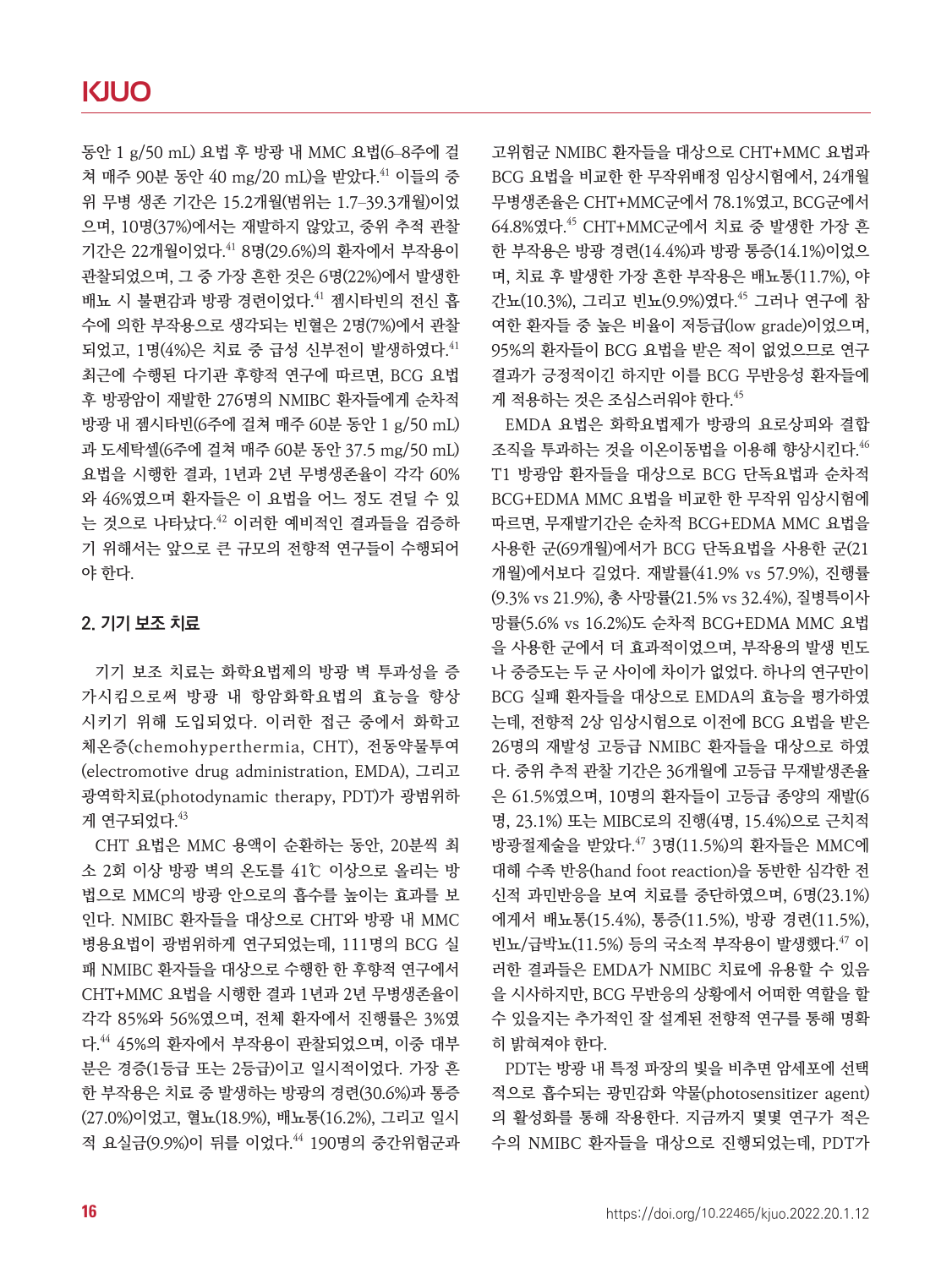동안 1 g/50 mL) 요법 후 방광 내 MMC 요법(6–8주에 걸쳐 매주 90분 동안 40 mg/20 mL)을 받았다.[41] 이들의 중위 무병 생존 기간은 15.2개월(범위는 1.7–39.3개월)이었으며, 10명(37%)에서는 재발하지 않았고, 중위 추적 관찰 기간은 22개월이었다.[41] 8명(29.6%)의 환자에서 부작용이 관찰되었으며, 그 중 가장 흔한 것은 6명(22%)에서 발생한 배뇨 시 불편감과 방광 경련이었다.[41] 젬시타빈의 전신 흡수에 의한 부작용으로 생각되는 빈혈은 2명(7%)에서 관찰되었고, 1명(4%)은 치료 중 급성 신부전이 발생하였다.[41] 최근에 수행된 다기관 후향적 연구에 따르면, BCG 요법 후 방광암이 재발한 276명의 NMIBC 환자들에게 순차적 방광 내 젬시타빈(6주에 걸쳐 매주 60분 동안 1 g/50 mL)과 도세탁셀(6주에 걸쳐 매주 60분 동안 37.5 mg/50 mL) 요법을 시행한 결과, 1년과 2년 무병생존율이 각각 60%와 46%였으며 환자들은 이 요법을 어느 정도 견딜 수 있는 것으로 나타났다.[42] 이러한 예비적인 결과들을 검증하기 위해서는 앞으로 큰 규모의 전향적 연구들이 수행되어야 한다.

## 2. 기기 보조 치료

기기 보조 치료는 화학요법제의 방광 벽 투과성을 증가시킴으로써 방광 내 항암화학요법의 효능을 향상시키기 위해 도입되었다. 이러한 접근 중에서 화학고체온증(chemohyperthermia, CHT), 전동약물투여(electromotive drug administration, EMDA), 그리고 광역학치료(photodynamic therapy, PDT)가 광범위하게 연구되었다.[43]

CHT 요법은 MMC 용액이 순환하는 동안, 20분씩 최소 2회 이상 방광 벽의 온도를 41℃ 이상으로 올리는 방법으로 MMC의 방광 안으로의 흡수를 높이는 효과를 보인다. NMIBC 환자들을 대상으로 CHT와 방광 내 MMC 병용요법이 광범위하게 연구되었는데, 111명의 BCG 실패 NMIBC 환자들을 대상으로 수행한 한 후향적 연구에서 CHT+MMC 요법을 시행한 결과 1년과 2년 무병생존율이 각각 85%와 56%였으며, 전체 환자에서 진행률은 3%였다.[44] 45%의 환자에서 부작용이 관찰되었으며, 이중 대부분은 경증(1등급 또는 2등급)이고 일시적이었다. 가장 흔한 부작용은 치료 중 발생하는 방광의 경련(30.6%)과 통증(27.0%)이었고, 혈뇨(18.9%), 배뇨통(16.2%), 그리고 일시적 요실금(9.9%)이 뒤를 이었다.[44] 190명의 중간위험군과 고위험군 NMIBC 환자들을 대상으로 CHT+MMC 요법과 BCG 요법을 비교한 한 무작위배정 임상시험에서, 24개월 무병생존율은 CHT+MMC군에서 78.1%였고, BCG군에서 64.8%였다.[45] CHT+MMC군에서 치료 중 발생한 가장 흔한 부작용은 방광 경련(14.4%)과 방광 통증(14.1%)이었으며, 치료 후 발생한 가장 흔한 부작용은 배뇨통(11.7%), 야간뇨(10.3%), 그리고 빈뇨(9.9%)였다.[45] 그러나 연구에 참여한 환자들 중 높은 비율이 저등급(low grade)이었으며, 95%의 환자들이 BCG 요법을 받은 적이 없었으므로 연구결과가 긍정적이긴 하지만 이를 BCG 무반응성 환자들에게 적용하는 것은 조심스러워야 한다.[45]

EMDA 요법은 화학요법제가 방광의 요로상피와 결합조직을 투과하는 것을 이온이동법을 이용해 향상시킨다.[46] T1 방광암 환자들을 대상으로 BCG 단독요법과 순차적 BCG+EDMA MMC 요법을 비교한 한 무작위 임상시험에 따르면, 무재발기간은 순차적 BCG+EDMA MMC 요법을 사용한 군(69개월)에서가 BCG 단독요법을 사용한 군(21개월)에서보다 길었다. 재발률(41.9% vs 57.9%), 진행률(9.3% vs 21.9%), 총 사망률(21.5% vs 32.4%), 질병특이사망률(5.6% vs 16.2%)도 순차적 BCG+EDMA MMC 요법을 사용한 군에서 더 효과적이었으며, 부작용의 발생 빈도나 중증도는 두 군 사이에 차이가 없었다. 하나의 연구만이 BCG 실패 환자들을 대상으로 EMDA의 효능을 평가하였는데, 전향적 2상 임상시험으로 이전에 BCG 요법을 받은 26명의 재발성 고등급 NMIBC 환자들을 대상으로 하였다. 중위 추적 관찰 기간은 36개월에 고등급 무재발생존율은 61.5%였으며, 10명의 환자들이 고등급 종양의 재발(6명, 23.1%) 또는 MIBC로의 진행(4명, 15.4%)으로 근치적 방광절제술을 받았다.[47] 3명(11.5%)의 환자들은 MMC에 대해 수족 반응(hand foot reaction)을 동반한 심각한 전신적 과민반응을 보여 치료를 중단하였으며, 6명(23.1%)에게서 배뇨통(15.4%), 통증(11.5%), 방광 경련(11.5%), 빈뇨/급박뇨(11.5%) 등의 국소적 부작용이 발생했다.[47] 이러한 결과들은 EMDA가 NMIBC 치료에 유용할 수 있음을 시사하지만, BCG 무반응의 상황에서 어떠한 역할을 할 수 있을지는 추가적인 잘 설계된 전향적 연구를 통해 명확히 밝혀져야 한다.

PDT는 방광 내 특정 파장의 빛을 비추면 암세포에 선택적으로 흡수되는 광민감화 약물(photosensitizer agent)의 활성화를 통해 작용한다. 지금까지 몇몇 연구가 적은 수의 NMIBC 환자들을 대상으로 진행되었는데, PDT가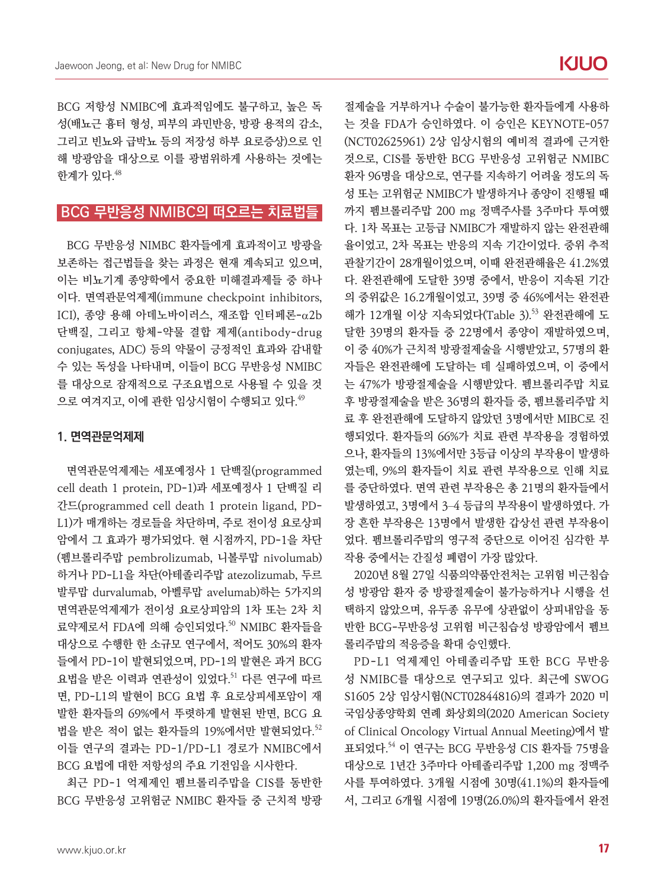BCG 저항성 NMIBC에 효과적임에도 불구하고, 높은 독성(배뇨근 흉터 형성, 피부의 과민반응, 방광 용적의 감소, 그리고 빈뇨와 급박뇨 등의 저장성 하부 요로증상)으로 인해 방광암을 대상으로 이를 광범위하게 사용하는 것에는 한계가 있다.[48]

## BCG 무반응성 NMIBC의 떠오르는 치료법들

BCG 무반응성 NIMBC 환자들에게 효과적이고 방광을 보존하는 접근법들을 찾는 과정은 현재 계속되고 있으며, 이는 비뇨기계 종양학에서 중요한 미해결과제들 중 하나이다. 면역관문억제제(immune checkpoint inhibitors, ICI), 종양 용해 아데노바이러스, 재조합 인터페론-α2b 단백질, 그리고 항체-약물 결합 제제(antibody-drug conjugates, ADC) 등의 약물이 긍정적인 효과와 감내할 수 있는 독성을 나타내며, 이들이 BCG 무반응성 NMIBC를 대상으로 잠재적으로 구조요법으로 사용될 수 있을 것으로 여겨지고, 이에 관한 임상시험이 수행되고 있다.[49]

### 1. 면역관문억제제

면역관문억제제는 세포예정사 1 단백질(programmed cell death 1 protein, PD-1)과 세포예정사 1 단백질 리간드(programmed cell death 1 protein ligand, PD-L1)가 매개하는 경로들을 차단하며, 주로 전이성 요로상피암에서 그 효과가 평가되었다. 현 시점까지, PD-1을 차단(펨브롤리주맙 pembrolizumab, 니볼루맙 nivolumab)하거나 PD-L1을 차단(아테졸리주맙 atezolizumab, 두르발루맙 durvalumab, 아벨루맙 avelumab)하는 5가지의 면역관문억제제가 전이성 요로상피암의 1차 또는 2차 치료약제로서 FDA에 의해 승인되었다.[50] NMIBC 환자들을 대상으로 수행한 한 소규모 연구에서, 적어도 30%의 환자들에서 PD-1이 발현되었으며, PD-1의 발현은 과거 BCG 요법을 받은 이력과 연관성이 있었다.[51] 다른 연구에 따르면, PD-L1의 발현이 BCG 요법 후 요로상피세포암이 재발한 환자들의 69%에서 뚜렷하게 발현된 반면, BCG 요법을 받은 적이 없는 환자들의 19%에서만 발현되었다.[52] 이들 연구의 결과는 PD-1/PD-L1 경로가 NMIBC에서 BCG 요법에 대한 저항성의 주요 기전임을 시사한다.

최근 PD-1 억제제인 펨브롤리주맙을 CIS를 동반한 BCG 무반응성 고위험군 NMIBC 환자들 중 근치적 방광절제술을 거부하거나 수술이 불가능한 환자들에게 사용하는 것을 FDA가 승인하였다. 이 승인은 KEYNOTE-057 (NCT02625961) 2상 임상시험의 예비적 결과에 근거한 것으로, CIS를 동반한 BCG 무반응성 고위험군 NMIBC 환자 96명을 대상으로, 연구를 지속하기 어려울 정도의 독성 또는 고위험군 NMIBC가 발생하거나 종양이 진행될 때까지 펨브롤리주맙 200 mg 정맥주사를 3주마다 투여했다. 1차 목표는 고등급 NMIBC가 재발하지 않는 완전관해율이었고, 2차 목표는 반응의 지속 기간이었다. 중위 추적관찰기간이 28개월이었으며, 이때 완전관해율은 41.2%였다. 완전관해에 도달한 39명 중에서, 반응이 지속된 기간의 중위값은 16.2개월이었고, 39명 중 46%에서는 완전관해가 12개월 이상 지속되었다(Table 3).[53] 완전관해에 도달한 39명의 환자들 중 22명에서 종양이 재발하였으며, 이 중 40%가 근치적 방광절제술을 시행받았고, 57명의 환자들은 완전관해에 도달하는 데 실패하였으며, 이 중에서는 47%가 방광절제술을 시행받았다. 펨브롤리주맙 치료 후 방광절제술을 받은 36명의 환자들 중, 펨브롤리주맙 치료 후 완전관해에 도달하지 않았던 3명에서만 MIBC로 진행되었다. 환자들의 66%가 치료 관련 부작용을 경험하였으나, 환자들의 13%에서만 3등급 이상의 부작용이 발생하였는데, 9%의 환자들이 치료 관련 부작용으로 인해 치료를 중단하였다. 면역 관련 부작용은 총 21명의 환자들에서 발생하였고, 3명에서 3–4 등급의 부작용이 발생하였다. 가장 흔한 부작용은 13명에서 발생한 갑상선 관련 부작용이었다. 펨브롤리주맙의 영구적 중단으로 이어진 심각한 부작용 중에서는 간질성 폐렴이 가장 많았다.

2020년 8월 27일 식품의약품안전처는 고위험 비근침습성 방광암 환자 중 방광절제술이 불가능하거나 시행을 선택하지 않았으며, 유두종 유무에 상관없이 상피내암을 동반한 BCG-무반응성 고위험 비근침습성 방광암에서 펨브롤리주맙의 적응증을 확대 승인했다.

PD-L1 억제제인 아테졸리주맙 또한 BCG 무반응성 NMIBC를 대상으로 연구되고 있다. 최근에 SWOG S1605 2상 임상시험(NCT02844816)의 결과가 2020 미국임상종양학회 연례 화상회의(2020 American Society of Clinical Oncology Virtual Annual Meeting)에서 발표되었다.[54] 이 연구는 BCG 무반응성 CIS 환자들 75명을 대상으로 1년간 3주마다 아테졸리주맙 1,200 mg 정맥주사를 투여하였다. 3개월 시점에 30명(41.1%)의 환자들에서, 그리고 6개월 시점에 19명(26.0%)의 환자들에서 완전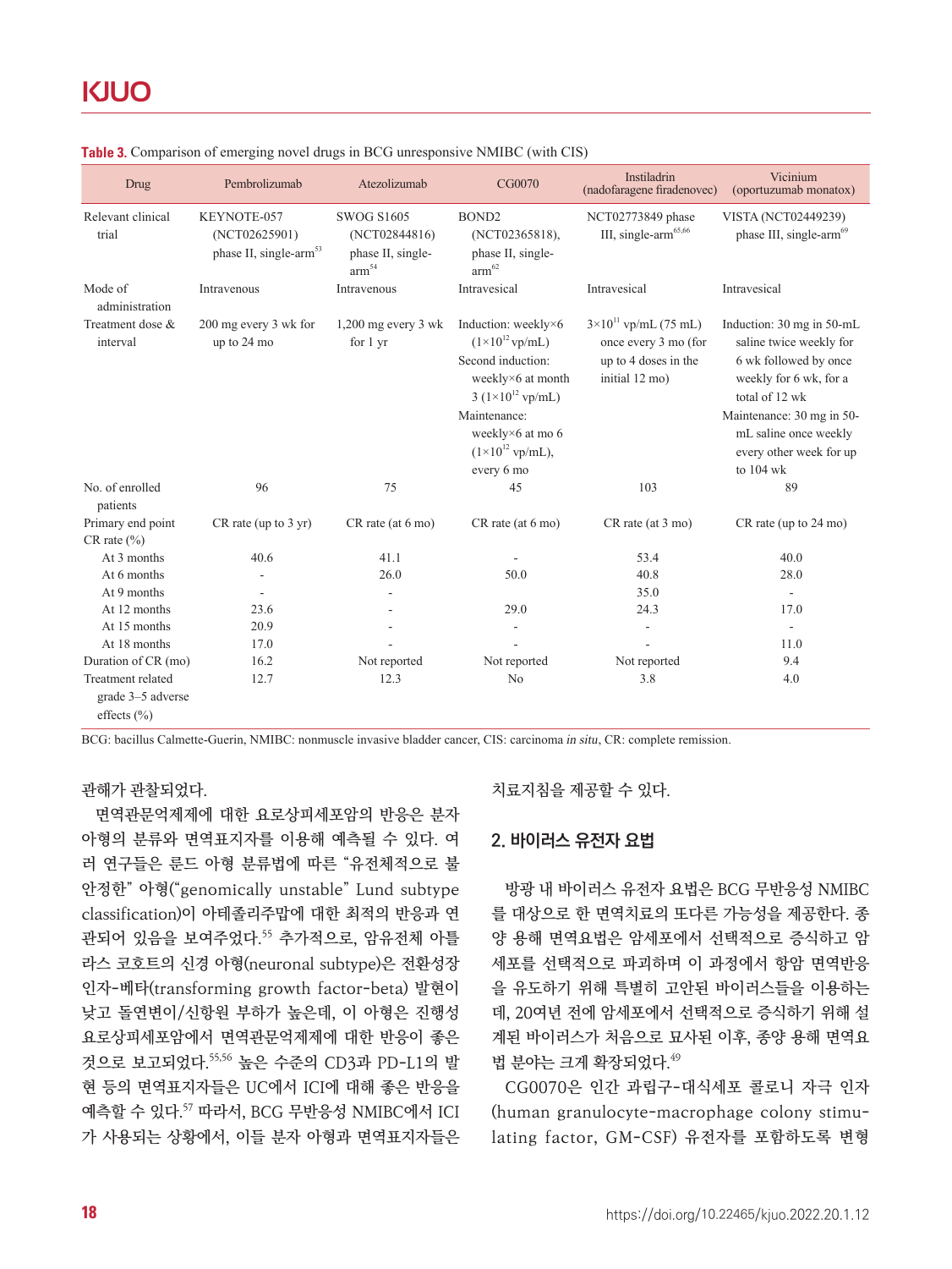**Table 3.** Comparison of emerging novel drugs in BCG unresponsive NMIBC (with CIS)

| Drug | Pembrolizumab | Atezolizumab | CG0070 | Instiladrin (nadofaragene firadenovec) | Vicinium (oportuzumab monatox) |
|---|---|---|---|---|---|
| Relevant clinical trial | KEYNOTE-057 (NCT02625901) phase II, single-arm[53] | SWOG S1605 (NCT02844816) phase II, single-arm[54] | BOND2 (NCT02365818), phase II, single-arm[62] | NCT02773849 phase III, single-arm[65,66] | VISTA (NCT02449239) phase III, single-arm[69] |
| Mode of administration | Intravenous | Intravenous | Intravesical | Intravesical | Intravesical |
| Treatment dose & interval | 200 mg every 3 wk for up to 24 mo | 1,200 mg every 3 wk for 1 yr | Induction: weekly×6 ($1\times10^{12}$ vp/mL) Second induction: weekly×6 at month 3 ($1\times10^{12}$ vp/mL) Maintenance: weekly×6 at mo 6 ($1\times10^{12}$ vp/mL), every 6 mo | $3\times10^{11}$ vp/mL (75 mL) once every 3 mo (for up to 4 doses in the initial 12 mo) | Induction: 30 mg in 50-mL saline twice weekly for 6 wk followed by once weekly for 6 wk, for a total of 12 wk Maintenance: 30 mg in 50-mL saline once weekly every other week for up to 104 wk |
| No. of enrolled patients | 96 | 75 | 45 | 103 | 89 |
| Primary end point | CR rate (up to 3 yr) | CR rate (at 6 mo) | CR rate (at 6 mo) | CR rate (at 3 mo) | CR rate (up to 24 mo) |
| CR rate (%) | | | | | |
| At 3 months | 40.6 | 41.1 | - | 53.4 | 40.0 |
| At 6 months | - | 26.0 | 50.0 | 40.8 | 28.0 |
| At 9 months | - | - | | 35.0 | - |
| At 12 months | 23.6 | - | 29.0 | 24.3 | 17.0 |
| At 15 months | 20.9 | - | - | - | - |
| At 18 months | 17.0 | - | - | - | 11.0 |
| Duration of CR (mo) | 16.2 | Not reported | Not reported | Not reported | 9.4 |
| Treatment related grade 3–5 adverse effects (%) | 12.7 | 12.3 | No | 3.8 | 4.0 |

BCG: bacillus Calmette-Guerin, NMIBC: nonmuscle invasive bladder cancer, CIS: carcinoma *in situ*, CR: complete remission.

관해가 관찰되었다.

면역관문억제제에 대한 요로상피세포암의 반응은 분자 아형의 분류와 면역표지자를 이용해 예측될 수 있다. 여러 연구들은 룬드 아형 분류법에 따른 "유전체적으로 불안정한" 아형("genomically unstable" Lund subtype classification)이 아테졸리주맙에 대한 최적의 반응과 연관되어 있음을 보여주었다.[55] 추가적으로, 암유전체 아틀라스 코호트의 신경 아형(neuronal subtype)은 전환성장인자-베타(transforming growth factor-beta) 발현이 낮고 돌연변이/신항원 부하가 높은데, 이 아형은 진행성 요로상피세포암에서 면역관문억제제에 대한 반응이 좋은 것으로 보고되었다.[55,56] 높은 수준의 CD3과 PD-L1의 발현 등의 면역표지자들은 UC에서 ICI에 대해 좋은 반응을 예측할 수 있다.[57] 따라서, BCG 무반응성 NMIBC에서 ICI가 사용되는 상황에서, 이들 분자 아형과 면역표지자들은 치료지침을 제공할 수 있다.

## 2. 바이러스 유전자 요법

방광 내 바이러스 유전자 요법은 BCG 무반응성 NMIBC를 대상으로 한 면역치료의 또다른 가능성을 제공한다. 종양 용해 면역요법은 암세포에서 선택적으로 증식하고 암세포를 선택적으로 파괴하며 이 과정에서 항암 면역반응을 유도하기 위해 특별히 고안된 바이러스들을 이용하는데, 20여년 전에 암세포에서 선택적으로 증식하기 위해 설계된 바이러스가 처음으로 묘사된 이후, 종양 용해 면역요법 분야는 크게 확장되었다.[49]

CG0070은 인간 과립구-대식세포 콜로니 자극 인자(human granulocyte-macrophage colony stimulating factor, GM-CSF) 유전자를 포함하도록 변형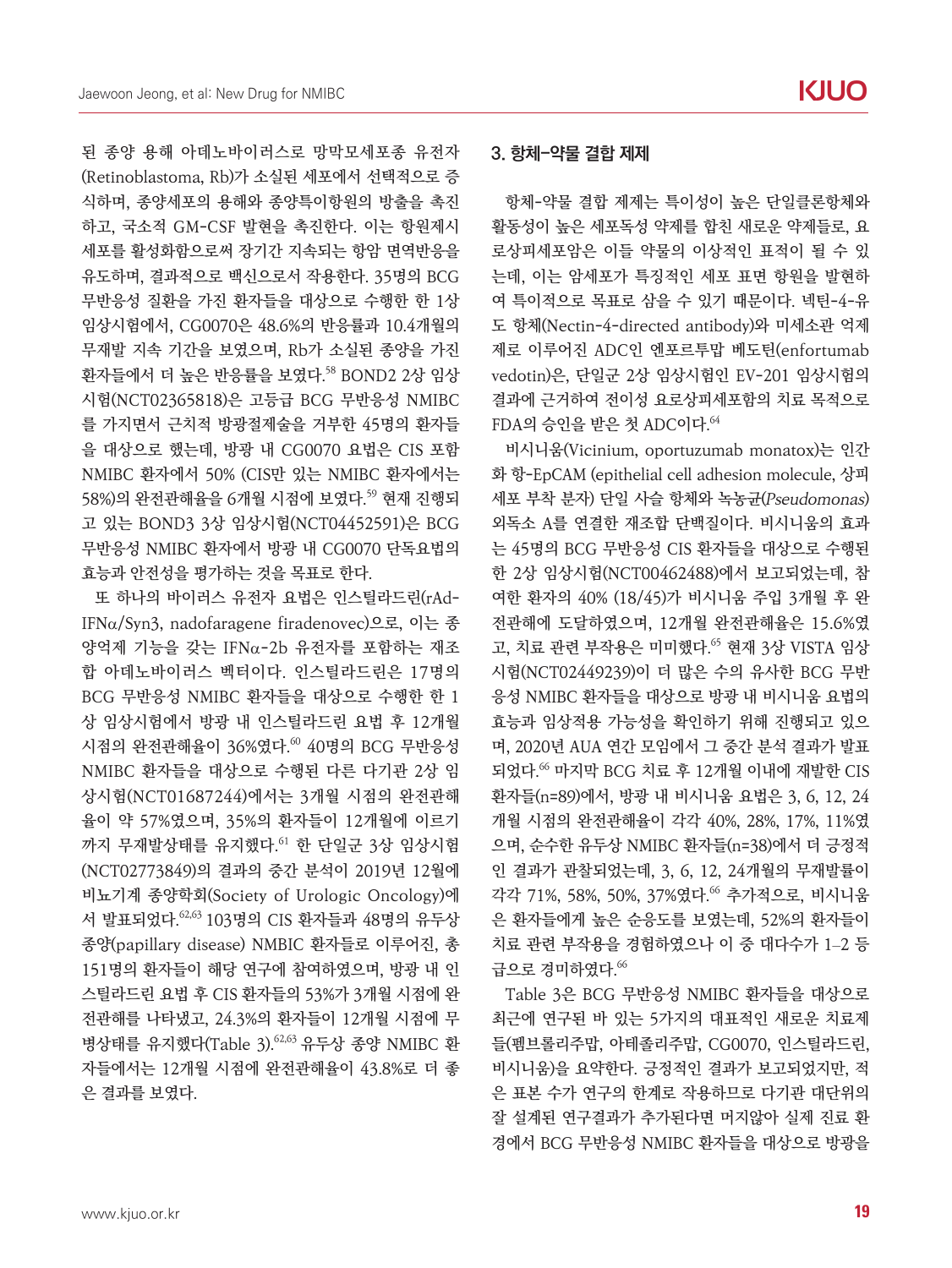된 종양 용해 아데노바이러스로 망막모세포종 유전자(Retinoblastoma, Rb)가 소실된 세포에서 선택적으로 증식하며, 종양세포의 용해와 종양특이항원의 방출을 촉진하고, 국소적 GM-CSF 발현을 촉진한다. 이는 항원제시세포를 활성화함으로써 장기간 지속되는 항암 면역반응을 유도하며, 결과적으로 백신으로서 작용한다. 35명의 BCG 무반응성 질환을 가진 환자들을 대상으로 수행한 한 1상 임상시험에서, CG0070은 48.6%의 반응률과 10.4개월의 무재발 지속 기간을 보였으며, Rb가 소실된 종양을 가진 환자들에서 더 높은 반응률을 보였다.[58] BOND2 2상 임상시험(NCT02365818)은 고등급 BCG 무반응성 NMIBC를 가지면서 근치적 방광절제술을 거부한 45명의 환자들을 대상으로 했는데, 방광 내 CG0070 요법은 CIS 포함 NMIBC 환자에서 50% (CIS만 있는 NMIBC 환자에서는 58%)의 완전관해율을 6개월 시점에 보였다.[59] 현재 진행되고 있는 BOND3 3상 임상시험(NCT04452591)은 BCG 무반응성 NMIBC 환자에서 방광 내 CG0070 단독요법의 효능과 안전성을 평가하는 것을 목표로 한다.

또 하나의 바이러스 유전자 요법은 인스틸라드린(rAd-IFNα/Syn3, nadofaragene firadenovec)으로, 이는 종양억제 기능을 갖는 IFNα-2b 유전자를 포함하는 재조합 아데노바이러스 벡터이다. 인스틸라드린은 17명의 BCG 무반응성 NMIBC 환자들을 대상으로 수행한 한 1상 임상시험에서 방광 내 인스틸라드린 요법 후 12개월 시점의 완전관해율이 36%였다.[60] 40명의 BCG 무반응성 NMIBC 환자들을 대상으로 수행된 다른 다기관 2상 임상시험(NCT01687244)에서는 3개월 시점의 완전관해율이 약 57%였으며, 35%의 환자들이 12개월에 이르기까지 무재발상태를 유지했다.[61] 한 단일군 3상 임상시험(NCT02773849)의 결과의 중간 분석이 2019년 12월에 비뇨기계 종양학회(Society of Urologic Oncology)에서 발표되었다.[62,63] 103명의 CIS 환자들과 48명의 유두상 종양(papillary disease) NMBIC 환자들로 이루어진, 총 151명의 환자들이 해당 연구에 참여하였으며, 방광 내 인스틸라드린 요법 후 CIS 환자들의 53%가 3개월 시점에 완전관해를 나타냈고, 24.3%의 환자들이 12개월 시점에 무병상태를 유지했다(Table 3).[62,63] 유두상 종양 NMIBC 환자들에서는 12개월 시점에 완전관해율이 43.8%로 더 좋은 결과를 보였다.

### 3. 항체-약물 결합 제제

항체-약물 결합 제제는 특이성이 높은 단일클론항체와 활동성이 높은 세포독성 약제를 합친 새로운 약제들로, 요로상피세포암은 이들 약물의 이상적인 표적이 될 수 있는데, 이는 암세포가 특징적인 세포 표면 항원을 발현하여 특이적으로 목표로 삼을 수 있기 때문이다. 넥틴-4-유도 항체(Nectin-4-directed antibody)와 미세소관 억제제로 이루어진 ADC인 엔포르투맙 베도틴(enfortumab vedotin)은, 단일군 2상 임상시험인 EV-201 임상시험의 결과에 근거하여 전이성 요로상피세포함의 치료 목적으로 FDA의 승인을 받은 첫 ADC이다.[64]

비시니움(Vicinium, oportuzumab monatox)는 인간화 항-EpCAM (epithelial cell adhesion molecule, 상피세포 부착 분자) 단일 사슬 항체와 녹농균(*Pseudomonas*) 외독소 A를 연결한 재조합 단백질이다. 비시니움의 효과는 45명의 BCG 무반응성 CIS 환자들을 대상으로 수행된 한 2상 임상시험(NCT00462488)에서 보고되었는데, 참여한 환자의 40% (18/45)가 비시니움 주입 3개월 후 완전관해에 도달하였으며, 12개월 완전관해율은 15.6%였고, 치료 관련 부작용은 미미했다.[65] 현재 3상 VISTA 임상시험(NCT02449239)이 더 많은 수의 유사한 BCG 무반응성 NMIBC 환자들을 대상으로 방광 내 비시니움 요법의 효능과 임상적용 가능성을 확인하기 위해 진행되고 있으며, 2020년 AUA 연간 모임에서 그 중간 분석 결과가 발표되었다.[66] 마지막 BCG 치료 후 12개월 이내에 재발한 CIS 환자들(n=89)에서, 방광 내 비시니움 요법은 3, 6, 12, 24개월 시점의 완전관해율이 각각 40%, 28%, 17%, 11%였으며, 순수한 유두상 NMIBC 환자들(n=38)에서 더 긍정적인 결과가 관찰되었는데, 3, 6, 12, 24개월의 무재발률이 각각 71%, 58%, 50%, 37%였다.[66] 추가적으로, 비시니움은 환자들에게 높은 순응도를 보였는데, 52%의 환자들이 치료 관련 부작용을 경험하였으나 이 중 대다수가 1–2 등급으로 경미하였다.[66]

Table 3은 BCG 무반응성 NMIBC 환자들을 대상으로 최근에 연구된 바 있는 5가지의 대표적인 새로운 치료제들(펨브롤리주맙, 아테졸리주맙, CG0070, 인스틸라드린, 비시니움)을 요약한다. 긍정적인 결과가 보고되었지만, 적은 표본 수가 연구의 한계로 작용하므로 다기관 대단위의 잘 설계된 연구결과가 추가된다면 머지않아 실제 진료 환경에서 BCG 무반응성 NMIBC 환자들을 대상으로 방광을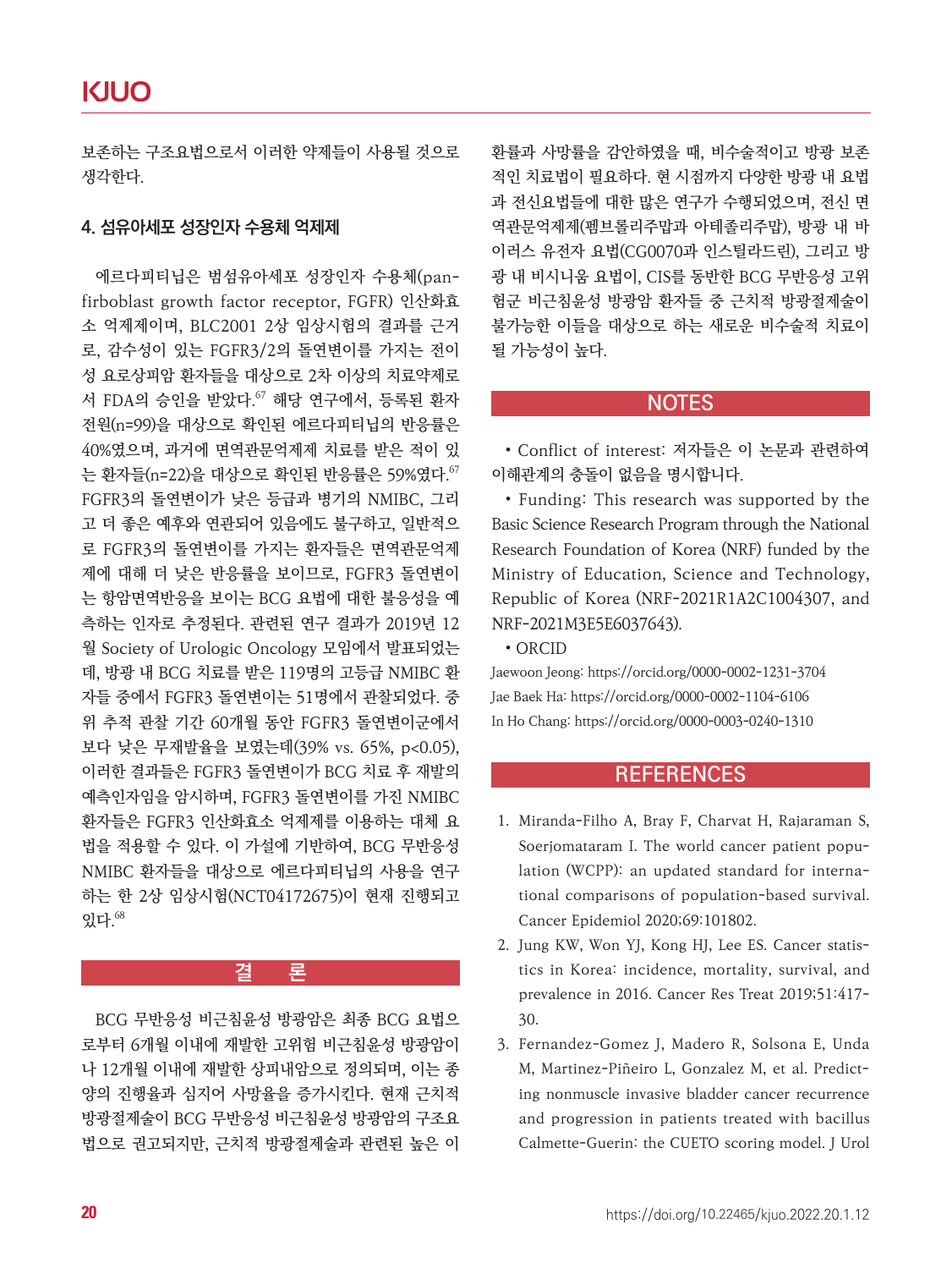보존하는 구조요법으로서 이러한 약제들이 사용될 것으로 생각한다.

### 4. 섬유아세포 성장인자 수용체 억제제

에르다피티닙은 범섬유아세포 성장인자 수용체(pan-firboblast growth factor receptor, FGFR) 인산화효소 억제제이며, BLC2001 2상 임상시험의 결과를 근거로, 감수성이 있는 FGFR3/2의 돌연변이를 가지는 전이성 요로상피암 환자들을 대상으로 2차 이상의 치료약제로서 FDA의 승인을 받았다.[67] 해당 연구에서, 등록된 환자 전원(n=99)을 대상으로 확인된 에르다피티닙의 반응률은 40%였으며, 과거에 면역관문억제제 치료를 받은 적이 있는 환자들(n=22)을 대상으로 확인된 반응률은 59%였다.[67] FGFR3의 돌연변이가 낮은 등급과 병기의 NMIBC, 그리고 더 좋은 예후와 연관되어 있음에도 불구하고, 일반적으로 FGFR3의 돌연변이를 가지는 환자들은 면역관문억제제에 대해 더 낮은 반응률을 보이므로, FGFR3 돌연변이는 항암면역반응을 보이는 BCG 요법에 대한 불응성을 예측하는 인자로 추정된다. 관련된 연구 결과가 2019년 12월 Society of Urologic Oncology 모임에서 발표되었는데, 방광 내 BCG 치료를 받은 119명의 고등급 NMIBC 환자들 중에서 FGFR3 돌연변이는 51명에서 관찰되었다. 중위 추적 관찰 기간 60개월 동안 FGFR3 돌연변이군에서 보다 낮은 무재발율을 보였는데(39% vs. 65%, $p<0.05$), 이러한 결과들은 FGFR3 돌연변이가 BCG 치료 후 재발의 예측인자임을 암시하며, FGFR3 돌연변이를 가진 NMIBC 환자들은 FGFR3 인산화효소 억제제를 이용하는 대체 요법을 적용할 수 있다. 이 가설에 기반하여, BCG 무반응성 NMIBC 환자들을 대상으로 에르다피티닙의 사용을 연구하는 한 2상 임상시험(NCT04172675)이 현재 진행되고 있다.[68]

## 결 론

BCG 무반응성 비근침윤성 방광암은 최종 BCG 요법으로부터 6개월 이내에 재발한 고위험 비근침윤성 방광암이나 12개월 이내에 재발한 상피내암으로 정의되며, 이는 종양의 진행율과 심지어 사망율을 증가시킨다. 현재 근치적 방광절제술이 BCG 무반응성 비근침윤성 방광암의 구조요법으로 권고되지만, 근치적 방광절제술과 관련된 높은 이환률과 사망률을 감안하였을 때, 비수술적이고 방광 보존적인 치료법이 필요하다. 현 시점까지 다양한 방광 내 요법과 전신요법들에 대한 많은 연구가 수행되었으며, 전신 면역관문억제제(펨브롤리주맙과 아테졸리주맙), 방광 내 바이러스 유전자 요법(CG0070과 인스틸라드린), 그리고 방광 내 비시니움 요법이, CIS를 동반한 BCG 무반응성 고위험군 비근침윤성 방광암 환자들 중 근치적 방광절제술이 불가능한 이들을 대상으로 하는 새로운 비수술적 치료이 될 가능성이 높다.

## NOTES

• Conflict of interest: 저자들은 이 논문과 관련하여 이해관계의 충돌이 없음을 명시합니다.

• Funding: This research was supported by the Basic Science Research Program through the National Research Foundation of Korea (NRF) funded by the Ministry of Education, Science and Technology, Republic of Korea (NRF-2021R1A2C1004307, and NRF-2021M3E5E6037643).

• ORCID

Jaewoon Jeong: https://orcid.org/0000-0002-1231-3704
Jae Baek Ha: https://orcid.org/0000-0002-1104-6106
In Ho Chang: https://orcid.org/0000-0003-0240-1310

## REFERENCES

1. Miranda-Filho A, Bray F, Charvat H, Rajaraman S, Soerjomataram I. The world cancer patient population (WCPP): an updated standard for international comparisons of population-based survival. Cancer Epidemiol 2020;69:101802.
2. Jung KW, Won YJ, Kong HJ, Lee ES. Cancer statistics in Korea: incidence, mortality, survival, and prevalence in 2016. Cancer Res Treat 2019;51:417-30.
3. Fernandez-Gomez J, Madero R, Solsona E, Unda M, Martinez-Piñeiro L, Gonzalez M, et al. Predicting nonmuscle invasive bladder cancer recurrence and progression in patients treated with bacillus Calmette-Guerin: the CUETO scoring model. J Urol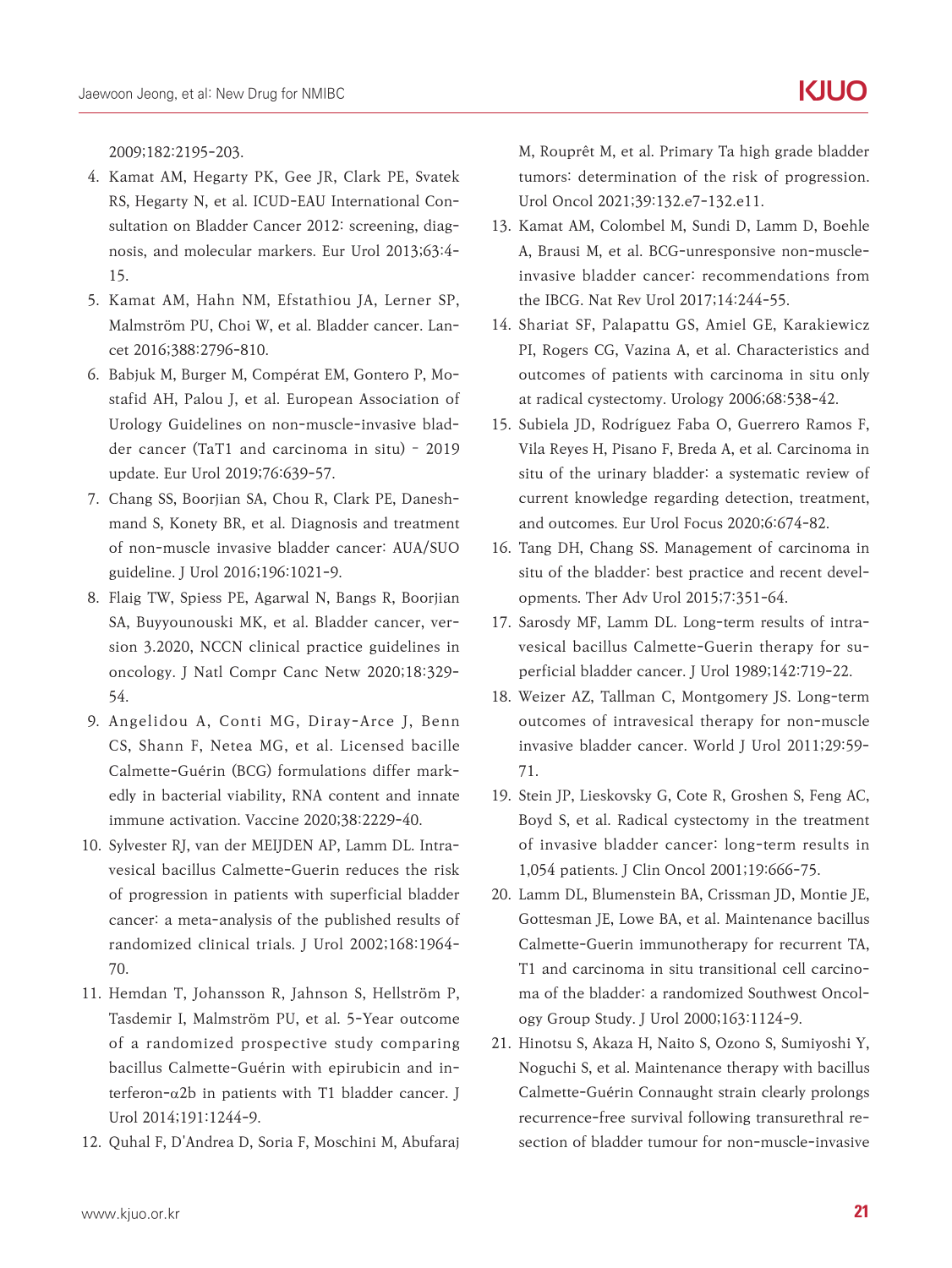2009;182:2195-203.

4. Kamat AM, Hegarty PK, Gee JR, Clark PE, Svatek RS, Hegarty N, et al. ICUD-EAU International Consultation on Bladder Cancer 2012: screening, diagnosis, and molecular markers. Eur Urol 2013;63:4-15.
5. Kamat AM, Hahn NM, Efstathiou JA, Lerner SP, Malmström PU, Choi W, et al. Bladder cancer. Lancet 2016;388:2796-810.
6. Babjuk M, Burger M, Compérat EM, Gontero P, Mostafid AH, Palou J, et al. European Association of Urology Guidelines on non-muscle-invasive bladder cancer (TaT1 and carcinoma in situ) - 2019 update. Eur Urol 2019;76:639-57.
7. Chang SS, Boorjian SA, Chou R, Clark PE, Daneshmand S, Konety BR, et al. Diagnosis and treatment of non-muscle invasive bladder cancer: AUA/SUO guideline. J Urol 2016;196:1021-9.
8. Flaig TW, Spiess PE, Agarwal N, Bangs R, Boorjian SA, Buyyounouski MK, et al. Bladder cancer, version 3.2020, NCCN clinical practice guidelines in oncology. J Natl Compr Canc Netw 2020;18:329-54.
9. Angelidou A, Conti MG, Diray-Arce J, Benn CS, Shann F, Netea MG, et al. Licensed bacille Calmette-Guérin (BCG) formulations differ markedly in bacterial viability, RNA content and innate immune activation. Vaccine 2020;38:2229-40.
10. Sylvester RJ, van der MEIJDEN AP, Lamm DL. Intravesical bacillus Calmette-Guerin reduces the risk of progression in patients with superficial bladder cancer: a meta-analysis of the published results of randomized clinical trials. J Urol 2002;168:1964-70.
11. Hemdan T, Johansson R, Jahnson S, Hellström P, Tasdemir I, Malmström PU, et al. 5-Year outcome of a randomized prospective study comparing bacillus Calmette-Guérin with epirubicin and interferon-α2b in patients with T1 bladder cancer. J Urol 2014;191:1244-9.
12. Quhal F, D'Andrea D, Soria F, Moschini M, Abufaraj M, Rouprêt M, et al. Primary Ta high grade bladder tumors: determination of the risk of progression. Urol Oncol 2021;39:132.e7-132.e11.
13. Kamat AM, Colombel M, Sundi D, Lamm D, Boehle A, Brausi M, et al. BCG-unresponsive non-muscle-invasive bladder cancer: recommendations from the IBCG. Nat Rev Urol 2017;14:244-55.
14. Shariat SF, Palapattu GS, Amiel GE, Karakiewicz PI, Rogers CG, Vazina A, et al. Characteristics and outcomes of patients with carcinoma in situ only at radical cystectomy. Urology 2006;68:538-42.
15. Subiela JD, Rodríguez Faba O, Guerrero Ramos F, Vila Reyes H, Pisano F, Breda A, et al. Carcinoma in situ of the urinary bladder: a systematic review of current knowledge regarding detection, treatment, and outcomes. Eur Urol Focus 2020;6:674-82.
16. Tang DH, Chang SS. Management of carcinoma in situ of the bladder: best practice and recent developments. Ther Adv Urol 2015;7:351-64.
17. Sarosdy MF, Lamm DL. Long-term results of intravesical bacillus Calmette-Guerin therapy for superficial bladder cancer. J Urol 1989;142:719-22.
18. Weizer AZ, Tallman C, Montgomery JS. Long-term outcomes of intravesical therapy for non-muscle invasive bladder cancer. World J Urol 2011;29:59-71.
19. Stein JP, Lieskovsky G, Cote R, Groshen S, Feng AC, Boyd S, et al. Radical cystectomy in the treatment of invasive bladder cancer: long-term results in 1,054 patients. J Clin Oncol 2001;19:666-75.
20. Lamm DL, Blumenstein BA, Crissman JD, Montie JE, Gottesman JE, Lowe BA, et al. Maintenance bacillus Calmette-Guerin immunotherapy for recurrent TA, T1 and carcinoma in situ transitional cell carcinoma of the bladder: a randomized Southwest Oncology Group Study. J Urol 2000;163:1124-9.
21. Hinotsu S, Akaza H, Naito S, Ozono S, Sumiyoshi Y, Noguchi S, et al. Maintenance therapy with bacillus Calmette-Guérin Connaught strain clearly prolongs recurrence-free survival following transurethral resection of bladder tumour for non-muscle-invasive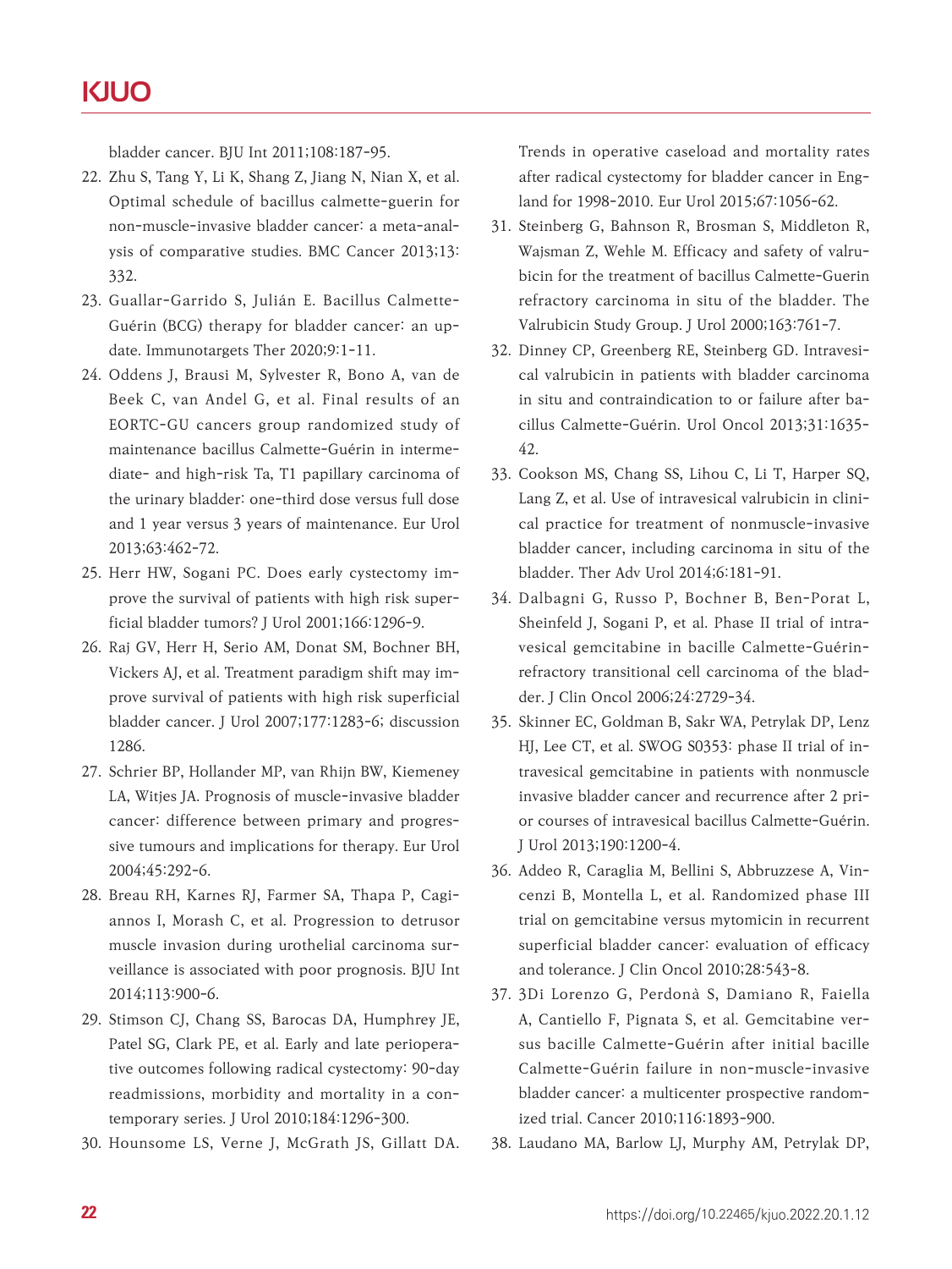bladder cancer. BJU Int 2011;108:187-95.

22. Zhu S, Tang Y, Li K, Shang Z, Jiang N, Nian X, et al. Optimal schedule of bacillus calmette-guerin for non-muscle-invasive bladder cancer: a meta-analysis of comparative studies. BMC Cancer 2013;13: 332.
23. Guallar-Garrido S, Julián E. Bacillus Calmette-Guérin (BCG) therapy for bladder cancer: an update. Immunotargets Ther 2020;9:1-11.
24. Oddens J, Brausi M, Sylvester R, Bono A, van de Beek C, van Andel G, et al. Final results of an EORTC-GU cancers group randomized study of maintenance bacillus Calmette-Guérin in intermediate- and high-risk Ta, T1 papillary carcinoma of the urinary bladder: one-third dose versus full dose and 1 year versus 3 years of maintenance. Eur Urol 2013;63:462-72.
25. Herr HW, Sogani PC. Does early cystectomy improve the survival of patients with high risk superficial bladder tumors? J Urol 2001;166:1296-9.
26. Raj GV, Herr H, Serio AM, Donat SM, Bochner BH, Vickers AJ, et al. Treatment paradigm shift may improve survival of patients with high risk superficial bladder cancer. J Urol 2007;177:1283-6; discussion 1286.
27. Schrier BP, Hollander MP, van Rhijn BW, Kiemeney LA, Witjes JA. Prognosis of muscle-invasive bladder cancer: difference between primary and progressive tumours and implications for therapy. Eur Urol 2004;45:292-6.
28. Breau RH, Karnes RJ, Farmer SA, Thapa P, Cagiannos I, Morash C, et al. Progression to detrusor muscle invasion during urothelial carcinoma surveillance is associated with poor prognosis. BJU Int 2014;113:900-6.
29. Stimson CJ, Chang SS, Barocas DA, Humphrey JE, Patel SG, Clark PE, et al. Early and late perioperative outcomes following radical cystectomy: 90-day readmissions, morbidity and mortality in a contemporary series. J Urol 2010;184:1296-300.
30. Hounsome LS, Verne J, McGrath JS, Gillatt DA. Trends in operative caseload and mortality rates after radical cystectomy for bladder cancer in England for 1998-2010. Eur Urol 2015;67:1056-62.
31. Steinberg G, Bahnson R, Brosman S, Middleton R, Wajsman Z, Wehle M. Efficacy and safety of valrubicin for the treatment of bacillus Calmette-Guerin refractory carcinoma in situ of the bladder. The Valrubicin Study Group. J Urol 2000;163:761-7.
32. Dinney CP, Greenberg RE, Steinberg GD. Intravesical valrubicin in patients with bladder carcinoma in situ and contraindication to or failure after bacillus Calmette-Guérin. Urol Oncol 2013;31:1635-42.
33. Cookson MS, Chang SS, Lihou C, Li T, Harper SQ, Lang Z, et al. Use of intravesical valrubicin in clinical practice for treatment of nonmuscle-invasive bladder cancer, including carcinoma in situ of the bladder. Ther Adv Urol 2014;6:181-91.
34. Dalbagni G, Russo P, Bochner B, Ben-Porat L, Sheinfeld J, Sogani P, et al. Phase II trial of intravesical gemcitabine in bacille Calmette-Guérin-refractory transitional cell carcinoma of the bladder. J Clin Oncol 2006;24:2729-34.
35. Skinner EC, Goldman B, Sakr WA, Petrylak DP, Lenz HJ, Lee CT, et al. SWOG S0353: phase II trial of intravesical gemcitabine in patients with nonmuscle invasive bladder cancer and recurrence after 2 prior courses of intravesical bacillus Calmette-Guérin. J Urol 2013;190:1200-4.
36. Addeo R, Caraglia M, Bellini S, Abbruzzese A, Vincenzi B, Montella L, et al. Randomized phase III trial on gemcitabine versus mytomicin in recurrent superficial bladder cancer: evaluation of efficacy and tolerance. J Clin Oncol 2010;28:543-8.
37. 3Di Lorenzo G, Perdonà S, Damiano R, Faiella A, Cantiello F, Pignata S, et al. Gemcitabine versus bacille Calmette-Guérin after initial bacille Calmette-Guérin failure in non-muscle-invasive bladder cancer: a multicenter prospective randomized trial. Cancer 2010;116:1893-900.
38. Laudano MA, Barlow LJ, Murphy AM, Petrylak DP,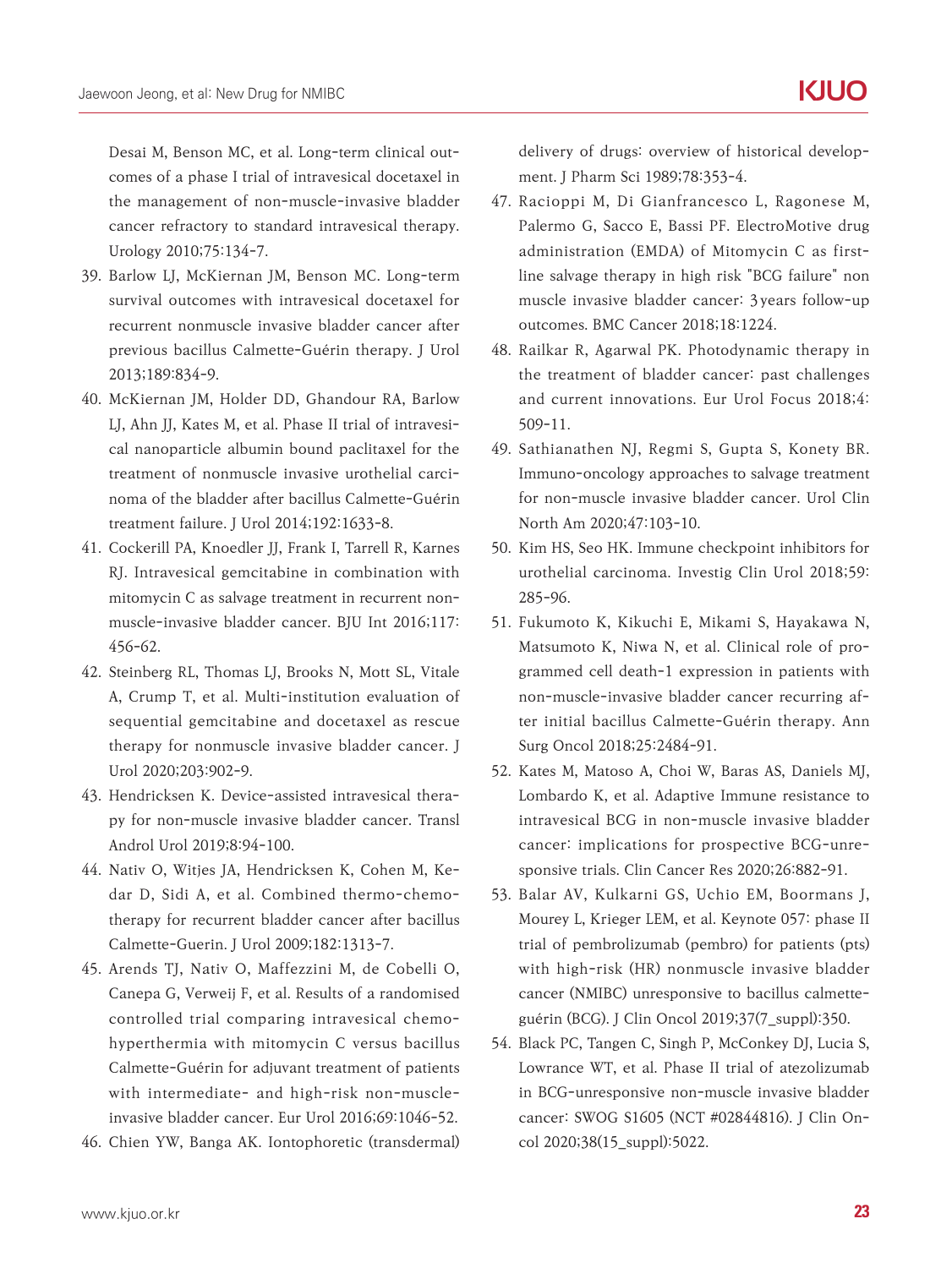Desai M, Benson MC, et al. Long-term clinical outcomes of a phase I trial of intravesical docetaxel in the management of non-muscle-invasive bladder cancer refractory to standard intravesical therapy. Urology 2010;75:134-7.

39. Barlow LJ, McKiernan JM, Benson MC. Long-term survival outcomes with intravesical docetaxel for recurrent nonmuscle invasive bladder cancer after previous bacillus Calmette-Guérin therapy. J Urol 2013;189:834-9.
40. McKiernan JM, Holder DD, Ghandour RA, Barlow LJ, Ahn JJ, Kates M, et al. Phase II trial of intravesical nanoparticle albumin bound paclitaxel for the treatment of nonmuscle invasive urothelial carcinoma of the bladder after bacillus Calmette-Guérin treatment failure. J Urol 2014;192:1633-8.
41. Cockerill PA, Knoedler JJ, Frank I, Tarrell R, Karnes RJ. Intravesical gemcitabine in combination with mitomycin C as salvage treatment in recurrent non-muscle-invasive bladder cancer. BJU Int 2016;117:456-62.
42. Steinberg RL, Thomas LJ, Brooks N, Mott SL, Vitale A, Crump T, et al. Multi-institution evaluation of sequential gemcitabine and docetaxel as rescue therapy for nonmuscle invasive bladder cancer. J Urol 2020;203:902-9.
43. Hendricksen K. Device-assisted intravesical therapy for non-muscle invasive bladder cancer. Transl Androl Urol 2019;8:94-100.
44. Nativ O, Witjes JA, Hendricksen K, Cohen M, Kedar D, Sidi A, et al. Combined thermo-chemotherapy for recurrent bladder cancer after bacillus Calmette-Guerin. J Urol 2009;182:1313-7.
45. Arends TJ, Nativ O, Maffezzini M, de Cobelli O, Canepa G, Verweij F, et al. Results of a randomised controlled trial comparing intravesical chemohyperthermia with mitomycin C versus bacillus Calmette-Guérin for adjuvant treatment of patients with intermediate- and high-risk non-muscle-invasive bladder cancer. Eur Urol 2016;69:1046-52.
46. Chien YW, Banga AK. Iontophoretic (transdermal) delivery of drugs: overview of historical development. J Pharm Sci 1989;78:353-4.
47. Racioppi M, Di Gianfrancesco L, Ragonese M, Palermo G, Sacco E, Bassi PF. ElectroMotive drug administration (EMDA) of Mitomycin C as first-line salvage therapy in high risk "BCG failure" non muscle invasive bladder cancer: 3 years follow-up outcomes. BMC Cancer 2018;18:1224.
48. Railkar R, Agarwal PK. Photodynamic therapy in the treatment of bladder cancer: past challenges and current innovations. Eur Urol Focus 2018;4:509-11.
49. Sathianathen NJ, Regmi S, Gupta S, Konety BR. Immuno-oncology approaches to salvage treatment for non-muscle invasive bladder cancer. Urol Clin North Am 2020;47:103-10.
50. Kim HS, Seo HK. Immune checkpoint inhibitors for urothelial carcinoma. Investig Clin Urol 2018;59:285-96.
51. Fukumoto K, Kikuchi E, Mikami S, Hayakawa N, Matsumoto K, Niwa N, et al. Clinical role of programmed cell death-1 expression in patients with non-muscle-invasive bladder cancer recurring after initial bacillus Calmette-Guérin therapy. Ann Surg Oncol 2018;25:2484-91.
52. Kates M, Matoso A, Choi W, Baras AS, Daniels MJ, Lombardo K, et al. Adaptive Immune resistance to intravesical BCG in non-muscle invasive bladder cancer: implications for prospective BCG-unresponsive trials. Clin Cancer Res 2020;26:882-91.
53. Balar AV, Kulkarni GS, Uchio EM, Boormans J, Mourey L, Krieger LEM, et al. Keynote 057: phase II trial of pembrolizumab (pembro) for patients (pts) with high-risk (HR) nonmuscle invasive bladder cancer (NMIBC) unresponsive to bacillus calmette-guérin (BCG). J Clin Oncol 2019;37(7_suppl):350.
54. Black PC, Tangen C, Singh P, McConkey DJ, Lucia S, Lowrance WT, et al. Phase II trial of atezolizumab in BCG-unresponsive non-muscle invasive bladder cancer: SWOG S1605 (NCT #02844816). J Clin Oncol 2020;38(15_suppl):5022.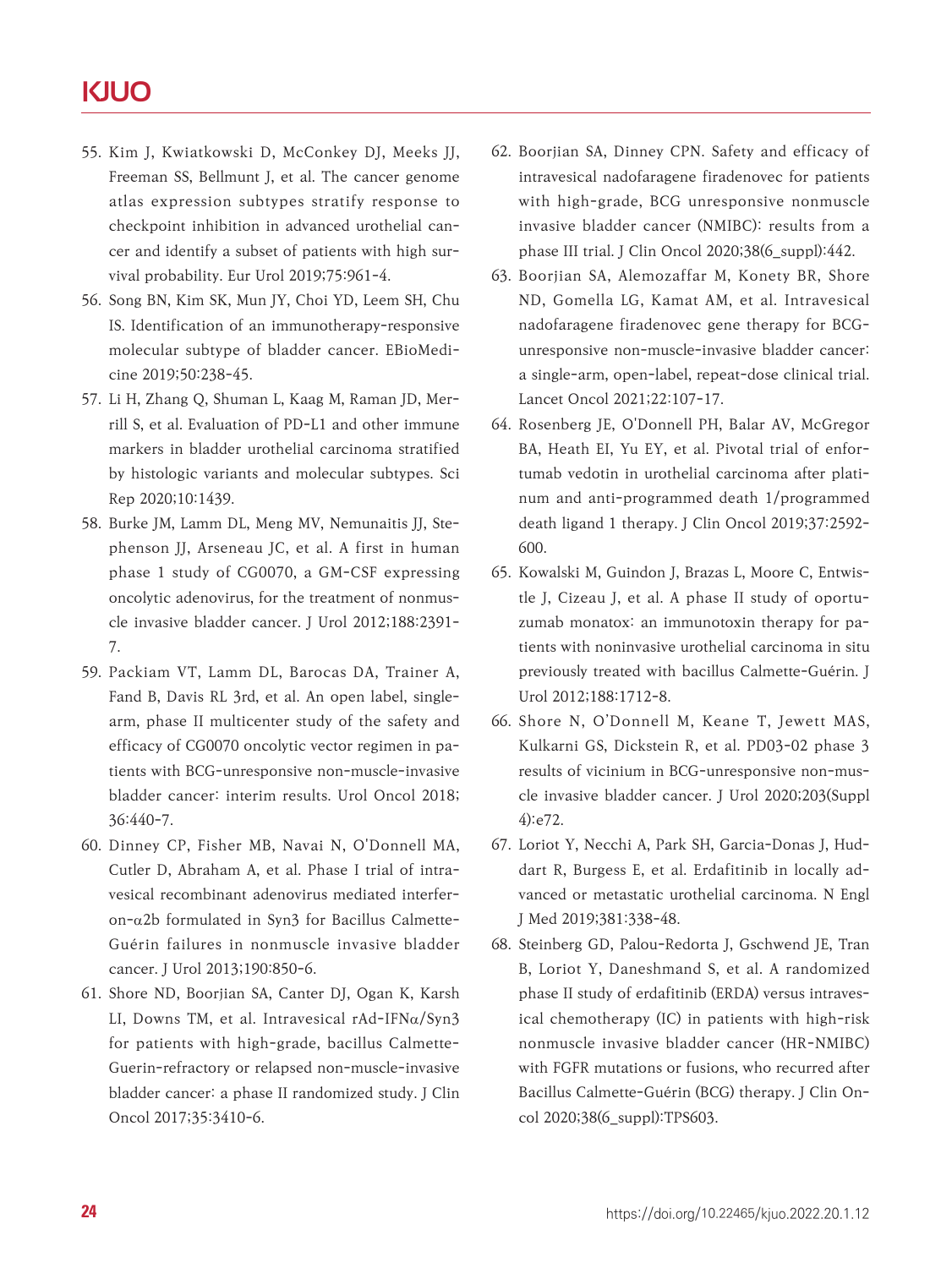55. Kim J, Kwiatkowski D, McConkey DJ, Meeks JJ, Freeman SS, Bellmunt J, et al. The cancer genome atlas expression subtypes stratify response to checkpoint inhibition in advanced urothelial cancer and identify a subset of patients with high survival probability. Eur Urol 2019;75:961-4.
56. Song BN, Kim SK, Mun JY, Choi YD, Leem SH, Chu IS. Identification of an immunotherapy-responsive molecular subtype of bladder cancer. EBioMedicine 2019;50:238-45.
57. Li H, Zhang Q, Shuman L, Kaag M, Raman JD, Merrill S, et al. Evaluation of PD-L1 and other immune markers in bladder urothelial carcinoma stratified by histologic variants and molecular subtypes. Sci Rep 2020;10:1439.
58. Burke JM, Lamm DL, Meng MV, Nemunaitis JJ, Stephenson JJ, Arseneau JC, et al. A first in human phase 1 study of CG0070, a GM-CSF expressing oncolytic adenovirus, for the treatment of nonmuscle invasive bladder cancer. J Urol 2012;188:2391-7.
59. Packiam VT, Lamm DL, Barocas DA, Trainer A, Fand B, Davis RL 3rd, et al. An open label, single-arm, phase II multicenter study of the safety and efficacy of CG0070 oncolytic vector regimen in patients with BCG-unresponsive non-muscle-invasive bladder cancer: interim results. Urol Oncol 2018;36:440-7.
60. Dinney CP, Fisher MB, Navai N, O'Donnell MA, Cutler D, Abraham A, et al. Phase I trial of intravesical recombinant adenovirus mediated interferon-α2b formulated in Syn3 for Bacillus Calmette-Guérin failures in nonmuscle invasive bladder cancer. J Urol 2013;190:850-6.
61. Shore ND, Boorjian SA, Canter DJ, Ogan K, Karsh LI, Downs TM, et al. Intravesical rAd-IFNα/Syn3 for patients with high-grade, bacillus Calmette-Guerin-refractory or relapsed non-muscle-invasive bladder cancer: a phase II randomized study. J Clin Oncol 2017;35:3410-6.
62. Boorjian SA, Dinney CPN. Safety and efficacy of intravesical nadofaragene firadenovec for patients with high-grade, BCG unresponsive nonmuscle invasive bladder cancer (NMIBC): results from a phase III trial. J Clin Oncol 2020;38(6_suppl):442.
63. Boorjian SA, Alemozaffar M, Konety BR, Shore ND, Gomella LG, Kamat AM, et al. Intravesical nadofaragene firadenovec gene therapy for BCG-unresponsive non-muscle-invasive bladder cancer: a single-arm, open-label, repeat-dose clinical trial. Lancet Oncol 2021;22:107-17.
64. Rosenberg JE, O'Donnell PH, Balar AV, McGregor BA, Heath EI, Yu EY, et al. Pivotal trial of enfortumab vedotin in urothelial carcinoma after platinum and anti-programmed death 1/programmed death ligand 1 therapy. J Clin Oncol 2019;37:2592-600.
65. Kowalski M, Guindon J, Brazas L, Moore C, Entwistle J, Cizeau J, et al. A phase II study of oportuzumab monatox: an immunotoxin therapy for patients with noninvasive urothelial carcinoma in situ previously treated with bacillus Calmette-Guérin. J Urol 2012;188:1712-8.
66. Shore N, O'Donnell M, Keane T, Jewett MAS, Kulkarni GS, Dickstein R, et al. PD03-02 phase 3 results of vicinium in BCG-unresponsive non-muscle invasive bladder cancer. J Urol 2020;203(Suppl 4):e72.
67. Loriot Y, Necchi A, Park SH, Garcia-Donas J, Huddart R, Burgess E, et al. Erdafitinib in locally advanced or metastatic urothelial carcinoma. N Engl J Med 2019;381:338-48.
68. Steinberg GD, Palou-Redorta J, Gschwend JE, Tran B, Loriot Y, Daneshmand S, et al. A randomized phase II study of erdafitinib (ERDA) versus intravesical chemotherapy (IC) in patients with high-risk nonmuscle invasive bladder cancer (HR-NMIBC) with FGFR mutations or fusions, who recurred after Bacillus Calmette-Guérin (BCG) therapy. J Clin Oncol 2020;38(6_suppl):TPS603.